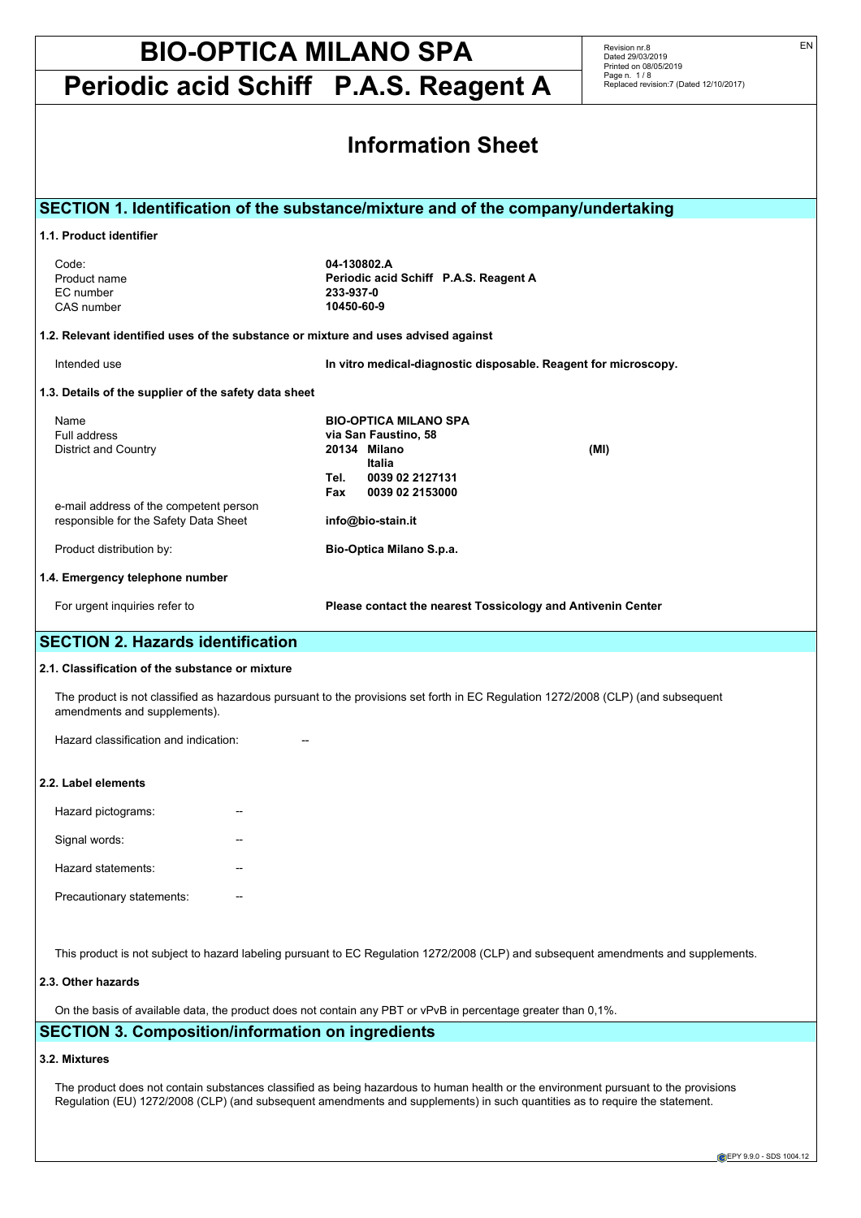# BIO-OPTICA MILANO SPA

# Periodic acid Schiff P.A.S. Reagent A

Revision nr.8
Dated 29/03/2019
Printed on 08/05/2019
Page n. 1 / 8
Replaced revision:7 (Dated 12/10/2017)

## Information Sheet

## SECTION 1. Identification of the substance/mixture and of the company/undertaking

### 1.1. Product identifier

| | |
|---|---|
| Code: | **04-130802.A** |
| Product name | **Periodic acid Schiff P.A.S. Reagent A** |
| EC number | **233-937-0** |
| CAS number | **10450-60-9** |

### 1.2. Relevant identified uses of the substance or mixture and uses advised against

| | |
|---|---|
| Intended use | **In vitro medical-diagnostic disposable. Reagent for microscopy.** |

### 1.3. Details of the supplier of the safety data sheet

| | |
|---|---|
| Name | **BIO-OPTICA MILANO SPA** |
| Full address | **via San Faustino, 58** |
| District and Country | **20134 Milano (MI)** |
| | **Italia** |
| | **Tel. 0039 02 2127131** |
| | **Fax 0039 02 2153000** |
| e-mail address of the competent person responsible for the Safety Data Sheet | **info@bio-stain.it** |
| Product distribution by: | **Bio-Optica Milano S.p.a.** |

### 1.4. Emergency telephone number

| | |
|---|---|
| For urgent inquiries refer to | **Please contact the nearest Tossicology and Antivenin Center** |

## SECTION 2. Hazards identification

### 2.1. Classification of the substance or mixture

The product is not classified as hazardous pursuant to the provisions set forth in EC Regulation 1272/2008 (CLP) (and subsequent amendments and supplements).

Hazard classification and indication: --

### 2.2. Label elements

Hazard pictograms: --

Signal words: --

Hazard statements: --

Precautionary statements: --

This product is not subject to hazard labeling pursuant to EC Regulation 1272/2008 (CLP) and subsequent amendments and supplements.

### 2.3. Other hazards

On the basis of available data, the product does not contain any PBT or vPvB in percentage greater than 0,1%.

## SECTION 3. Composition/information on ingredients

### 3.2. Mixtures

The product does not contain substances classified as being hazardous to human health or the environment pursuant to the provisions Regulation (EU) 1272/2008 (CLP) (and subsequent amendments and supplements) in such quantities as to require the statement.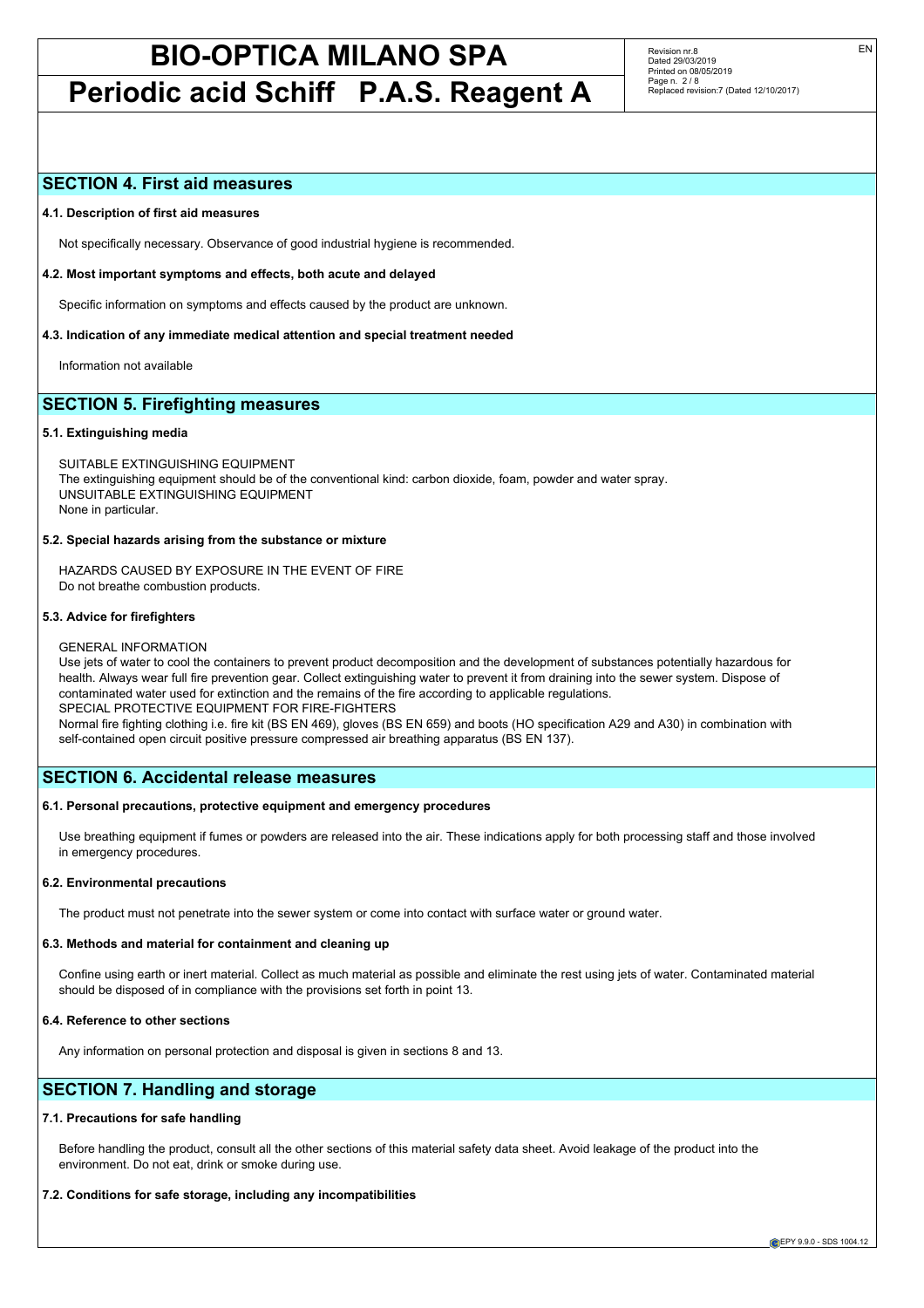## SECTION 4. First aid measures

### 4.1. Description of first aid measures

Not specifically necessary. Observance of good industrial hygiene is recommended.

### 4.2. Most important symptoms and effects, both acute and delayed

Specific information on symptoms and effects caused by the product are unknown.

### 4.3. Indication of any immediate medical attention and special treatment needed

Information not available

## SECTION 5. Firefighting measures

### 5.1. Extinguishing media

SUITABLE EXTINGUISHING EQUIPMENT
The extinguishing equipment should be of the conventional kind: carbon dioxide, foam, powder and water spray.
UNSUITABLE EXTINGUISHING EQUIPMENT
None in particular.

### 5.2. Special hazards arising from the substance or mixture

HAZARDS CAUSED BY EXPOSURE IN THE EVENT OF FIRE
Do not breathe combustion products.

### 5.3. Advice for firefighters

GENERAL INFORMATION
Use jets of water to cool the containers to prevent product decomposition and the development of substances potentially hazardous for health. Always wear full fire prevention gear. Collect extinguishing water to prevent it from draining into the sewer system. Dispose of contaminated water used for extinction and the remains of the fire according to applicable regulations.
SPECIAL PROTECTIVE EQUIPMENT FOR FIRE-FIGHTERS
Normal fire fighting clothing i.e. fire kit (BS EN 469), gloves (BS EN 659) and boots (HO specification A29 and A30) in combination with self-contained open circuit positive pressure compressed air breathing apparatus (BS EN 137).

## SECTION 6. Accidental release measures

### 6.1. Personal precautions, protective equipment and emergency procedures

Use breathing equipment if fumes or powders are released into the air. These indications apply for both processing staff and those involved in emergency procedures.

### 6.2. Environmental precautions

The product must not penetrate into the sewer system or come into contact with surface water or ground water.

### 6.3. Methods and material for containment and cleaning up

Confine using earth or inert material. Collect as much material as possible and eliminate the rest using jets of water. Contaminated material should be disposed of in compliance with the provisions set forth in point 13.

### 6.4. Reference to other sections

Any information on personal protection and disposal is given in sections 8 and 13.

## SECTION 7. Handling and storage

### 7.1. Precautions for safe handling

Before handling the product, consult all the other sections of this material safety data sheet. Avoid leakage of the product into the environment. Do not eat, drink or smoke during use.

### 7.2. Conditions for safe storage, including any incompatibilities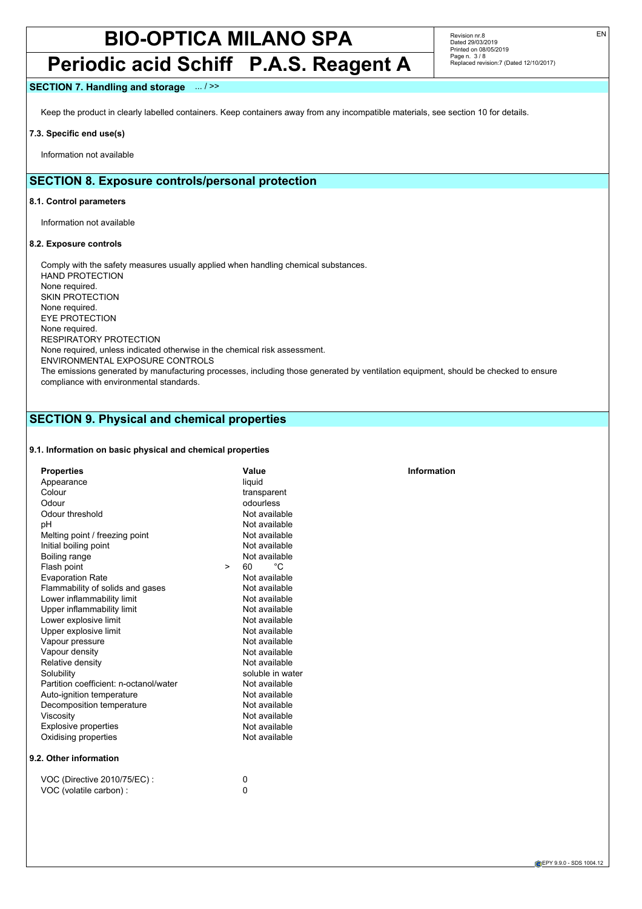## SECTION 7. Handling and storage ... / >>

Keep the product in clearly labelled containers. Keep containers away from any incompatible materials, see section 10 for details.

### 7.3. Specific end use(s)

Information not available

## SECTION 8. Exposure controls/personal protection

### 8.1. Control parameters

Information not available

### 8.2. Exposure controls

Comply with the safety measures usually applied when handling chemical substances.
HAND PROTECTION
None required.
SKIN PROTECTION
None required.
EYE PROTECTION
None required.
RESPIRATORY PROTECTION
None required, unless indicated otherwise in the chemical risk assessment.
ENVIRONMENTAL EXPOSURE CONTROLS
The emissions generated by manufacturing processes, including those generated by ventilation equipment, should be checked to ensure compliance with environmental standards.

## SECTION 9. Physical and chemical properties

### 9.1. Information on basic physical and chemical properties

| Properties | Value | Information |
|---|---|---|
| Appearance | liquid | |
| Colour | transparent | |
| Odour | odourless | |
| Odour threshold | Not available | |
| pH | Not available | |
| Melting point / freezing point | Not available | |
| Initial boiling point | Not available | |
| Boiling range | Not available | |
| Flash point | > 60 °C | |
| Evaporation Rate | Not available | |
| Flammability of solids and gases | Not available | |
| Lower inflammability limit | Not available | |
| Upper inflammability limit | Not available | |
| Lower explosive limit | Not available | |
| Upper explosive limit | Not available | |
| Vapour pressure | Not available | |
| Vapour density | Not available | |
| Relative density | Not available | |
| Solubility | soluble in water | |
| Partition coefficient: n-octanol/water | Not available | |
| Auto-ignition temperature | Not available | |
| Decomposition temperature | Not available | |
| Viscosity | Not available | |
| Explosive properties | Not available | |
| Oxidising properties | Not available | |

### 9.2. Other information

VOC (Directive 2010/75/EC) : 0
VOC (volatile carbon) : 0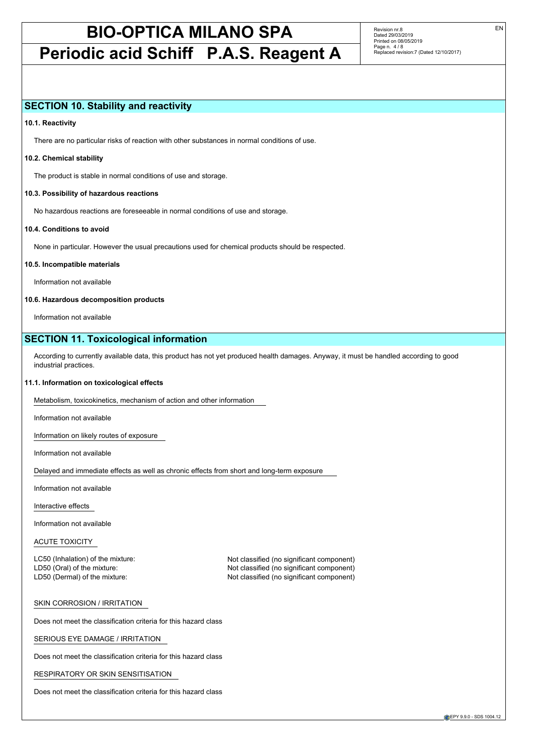## SECTION 10. Stability and reactivity

### 10.1. Reactivity

There are no particular risks of reaction with other substances in normal conditions of use.

### 10.2. Chemical stability

The product is stable in normal conditions of use and storage.

### 10.3. Possibility of hazardous reactions

No hazardous reactions are foreseeable in normal conditions of use and storage.

### 10.4. Conditions to avoid

None in particular. However the usual precautions used for chemical products should be respected.

### 10.5. Incompatible materials

Information not available

### 10.6. Hazardous decomposition products

Information not available

## SECTION 11. Toxicological information

According to currently available data, this product has not yet produced health damages. Anyway, it must be handled according to good industrial practices.

### 11.1. Information on toxicological effects

Metabolism, toxicokinetics, mechanism of action and other information

Information not available

Information on likely routes of exposure

Information not available

Delayed and immediate effects as well as chronic effects from short and long-term exposure

Information not available

Interactive effects

Information not available

ACUTE TOXICITY

| | |
|---|---|
| LC50 (Inhalation) of the mixture: | Not classified (no significant component) |
| LD50 (Oral) of the mixture: | Not classified (no significant component) |
| LD50 (Dermal) of the mixture: | Not classified (no significant component) |

SKIN CORROSION / IRRITATION

Does not meet the classification criteria for this hazard class

SERIOUS EYE DAMAGE / IRRITATION

Does not meet the classification criteria for this hazard class

RESPIRATORY OR SKIN SENSITISATION

Does not meet the classification criteria for this hazard class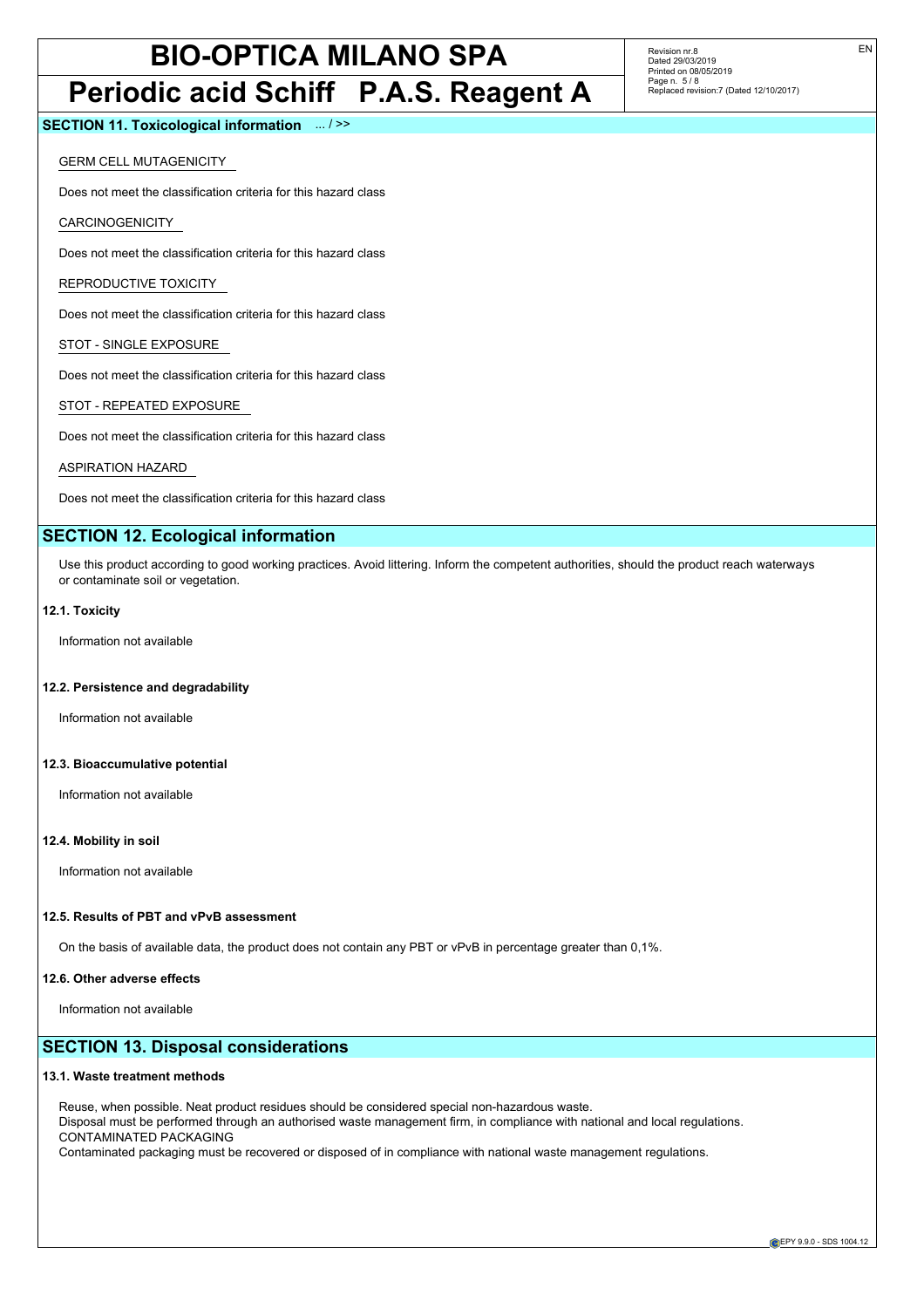## SECTION 11. Toxicological information ... / >>

GERM CELL MUTAGENICITY

Does not meet the classification criteria for this hazard class

CARCINOGENICITY

Does not meet the classification criteria for this hazard class

REPRODUCTIVE TOXICITY

Does not meet the classification criteria for this hazard class

STOT - SINGLE EXPOSURE

Does not meet the classification criteria for this hazard class

STOT - REPEATED EXPOSURE

Does not meet the classification criteria for this hazard class

ASPIRATION HAZARD

Does not meet the classification criteria for this hazard class

## SECTION 12. Ecological information

Use this product according to good working practices. Avoid littering. Inform the competent authorities, should the product reach waterways or contaminate soil or vegetation.

**12.1. Toxicity**

Information not available

**12.2. Persistence and degradability**

Information not available

**12.3. Bioaccumulative potential**

Information not available

**12.4. Mobility in soil**

Information not available

**12.5. Results of PBT and vPvB assessment**

On the basis of available data, the product does not contain any PBT or vPvB in percentage greater than 0,1%.

**12.6. Other adverse effects**

Information not available

## SECTION 13. Disposal considerations

**13.1. Waste treatment methods**

Reuse, when possible. Neat product residues should be considered special non-hazardous waste.
Disposal must be performed through an authorised waste management firm, in compliance with national and local regulations.
CONTAMINATED PACKAGING
Contaminated packaging must be recovered or disposed of in compliance with national waste management regulations.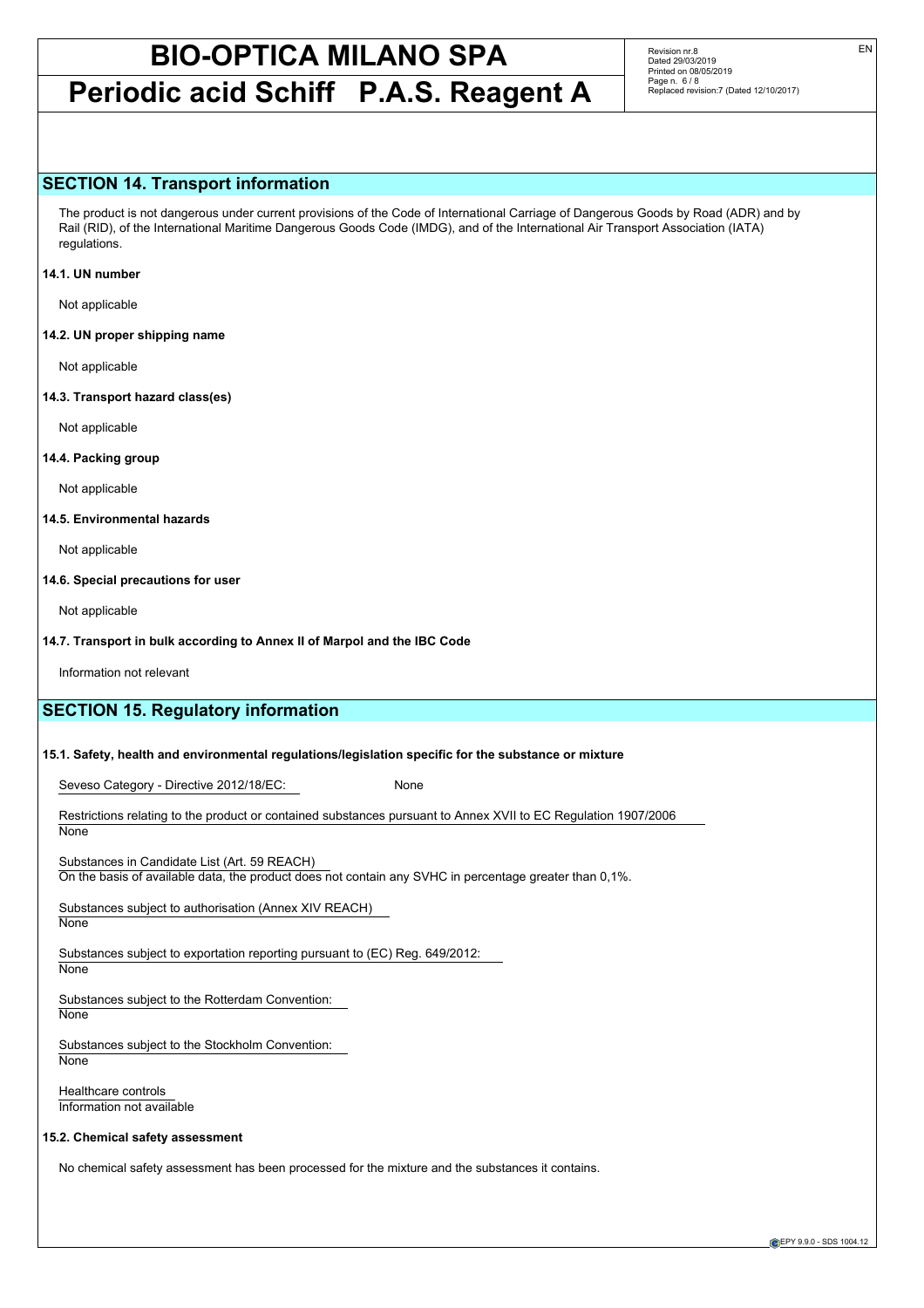## SECTION 14. Transport information

The product is not dangerous under current provisions of the Code of International Carriage of Dangerous Goods by Road (ADR) and by Rail (RID), of the International Maritime Dangerous Goods Code (IMDG), and of the International Air Transport Association (IATA) regulations.

### 14.1. UN number

Not applicable

### 14.2. UN proper shipping name

Not applicable

### 14.3. Transport hazard class(es)

Not applicable

### 14.4. Packing group

Not applicable

### 14.5. Environmental hazards

Not applicable

### 14.6. Special precautions for user

Not applicable

### 14.7. Transport in bulk according to Annex II of Marpol and the IBC Code

Information not relevant

## SECTION 15. Regulatory information

### 15.1. Safety, health and environmental regulations/legislation specific for the substance or mixture

Seveso Category - Directive 2012/18/EC: None

Restrictions relating to the product or contained substances pursuant to Annex XVII to EC Regulation 1907/2006
None

Substances in Candidate List (Art. 59 REACH)
On the basis of available data, the product does not contain any SVHC in percentage greater than 0,1%.

Substances subject to authorisation (Annex XIV REACH)
None

Substances subject to exportation reporting pursuant to (EC) Reg. 649/2012:
None

Substances subject to the Rotterdam Convention:
None

Substances subject to the Stockholm Convention:
None

Healthcare controls
Information not available

### 15.2. Chemical safety assessment

No chemical safety assessment has been processed for the mixture and the substances it contains.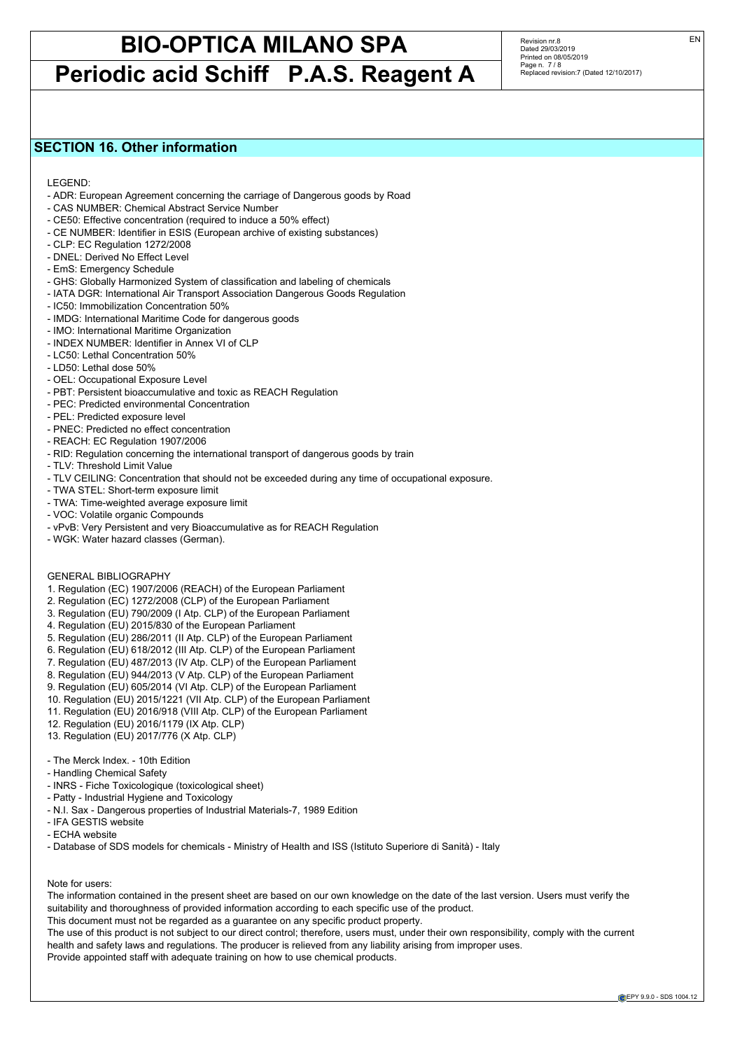## SECTION 16. Other information

LEGEND:

- ADR: European Agreement concerning the carriage of Dangerous goods by Road
- CAS NUMBER: Chemical Abstract Service Number
- CE50: Effective concentration (required to induce a 50% effect)
- CE NUMBER: Identifier in ESIS (European archive of existing substances)
- CLP: EC Regulation 1272/2008
- DNEL: Derived No Effect Level
- EmS: Emergency Schedule
- GHS: Globally Harmonized System of classification and labeling of chemicals
- IATA DGR: International Air Transport Association Dangerous Goods Regulation
- IC50: Immobilization Concentration 50%
- IMDG: International Maritime Code for dangerous goods
- IMO: International Maritime Organization
- INDEX NUMBER: Identifier in Annex VI of CLP
- LC50: Lethal Concentration 50%
- LD50: Lethal dose 50%
- OEL: Occupational Exposure Level
- PBT: Persistent bioaccumulative and toxic as REACH Regulation
- PEC: Predicted environmental Concentration
- PEL: Predicted exposure level
- PNEC: Predicted no effect concentration
- REACH: EC Regulation 1907/2006
- RID: Regulation concerning the international transport of dangerous goods by train
- TLV: Threshold Limit Value
- TLV CEILING: Concentration that should not be exceeded during any time of occupational exposure.
- TWA STEL: Short-term exposure limit
- TWA: Time-weighted average exposure limit
- VOC: Volatile organic Compounds
- vPvB: Very Persistent and very Bioaccumulative as for REACH Regulation
- WGK: Water hazard classes (German).

GENERAL BIBLIOGRAPHY

1. Regulation (EC) 1907/2006 (REACH) of the European Parliament
2. Regulation (EC) 1272/2008 (CLP) of the European Parliament
3. Regulation (EU) 790/2009 (I Atp. CLP) of the European Parliament
4. Regulation (EU) 2015/830 of the European Parliament
5. Regulation (EU) 286/2011 (II Atp. CLP) of the European Parliament
6. Regulation (EU) 618/2012 (III Atp. CLP) of the European Parliament
7. Regulation (EU) 487/2013 (IV Atp. CLP) of the European Parliament
8. Regulation (EU) 944/2013 (V Atp. CLP) of the European Parliament
9. Regulation (EU) 605/2014 (VI Atp. CLP) of the European Parliament
10. Regulation (EU) 2015/1221 (VII Atp. CLP) of the European Parliament
11. Regulation (EU) 2016/918 (VIII Atp. CLP) of the European Parliament
12. Regulation (EU) 2016/1179 (IX Atp. CLP)
13. Regulation (EU) 2017/776 (X Atp. CLP)

- The Merck Index. - 10th Edition
- Handling Chemical Safety
- INRS - Fiche Toxicologique (toxicological sheet)
- Patty - Industrial Hygiene and Toxicology
- N.I. Sax - Dangerous properties of Industrial Materials-7, 1989 Edition
- IFA GESTIS website
- ECHA website
- Database of SDS models for chemicals - Ministry of Health and ISS (Istituto Superiore di Sanità) - Italy

Note for users:

The information contained in the present sheet are based on our own knowledge on the date of the last version. Users must verify the suitability and thoroughness of provided information according to each specific use of the product.
This document must not be regarded as a guarantee on any specific product property.
The use of this product is not subject to our direct control; therefore, users must, under their own responsibility, comply with the current health and safety laws and regulations. The producer is relieved from any liability arising from improper uses.
Provide appointed staff with adequate training on how to use chemical products.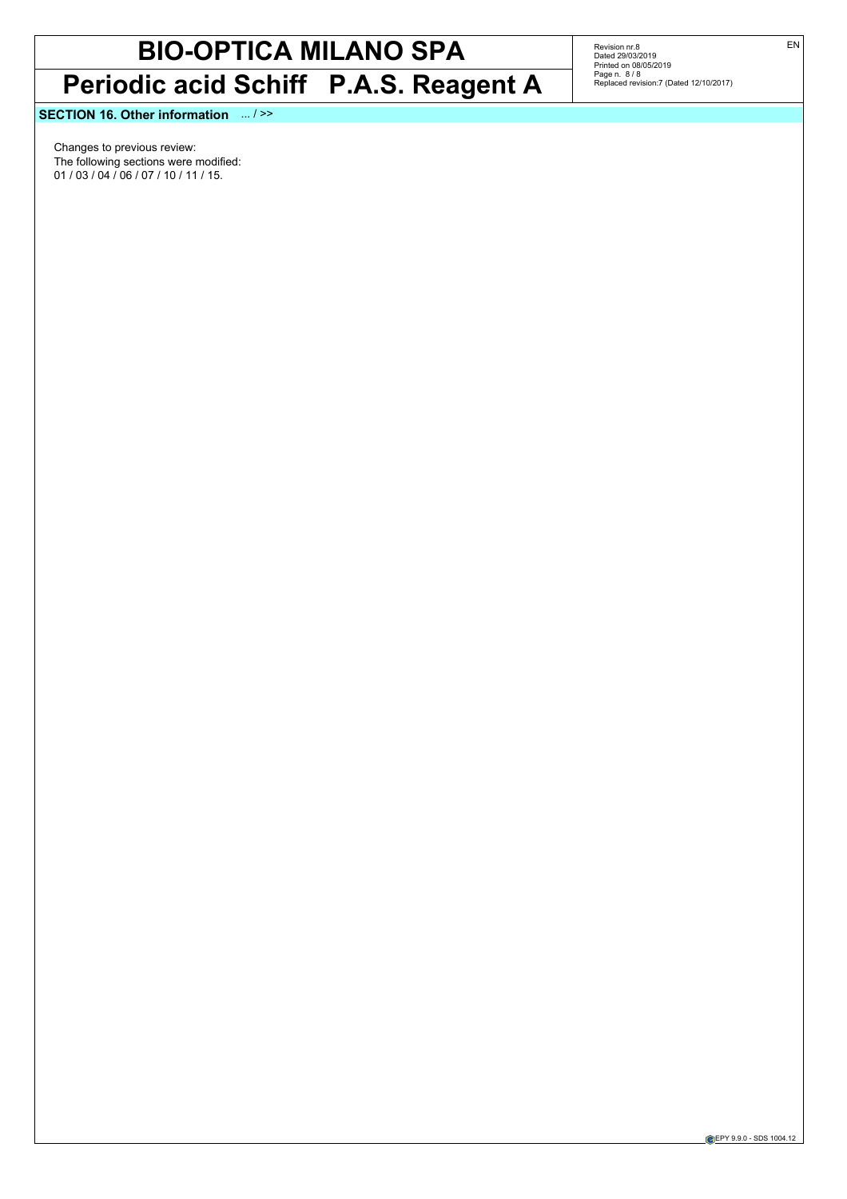## SECTION 16. Other information ... / >>

Changes to previous review:
The following sections were modified:
01 / 03 / 04 / 06 / 07 / 10 / 11 / 15.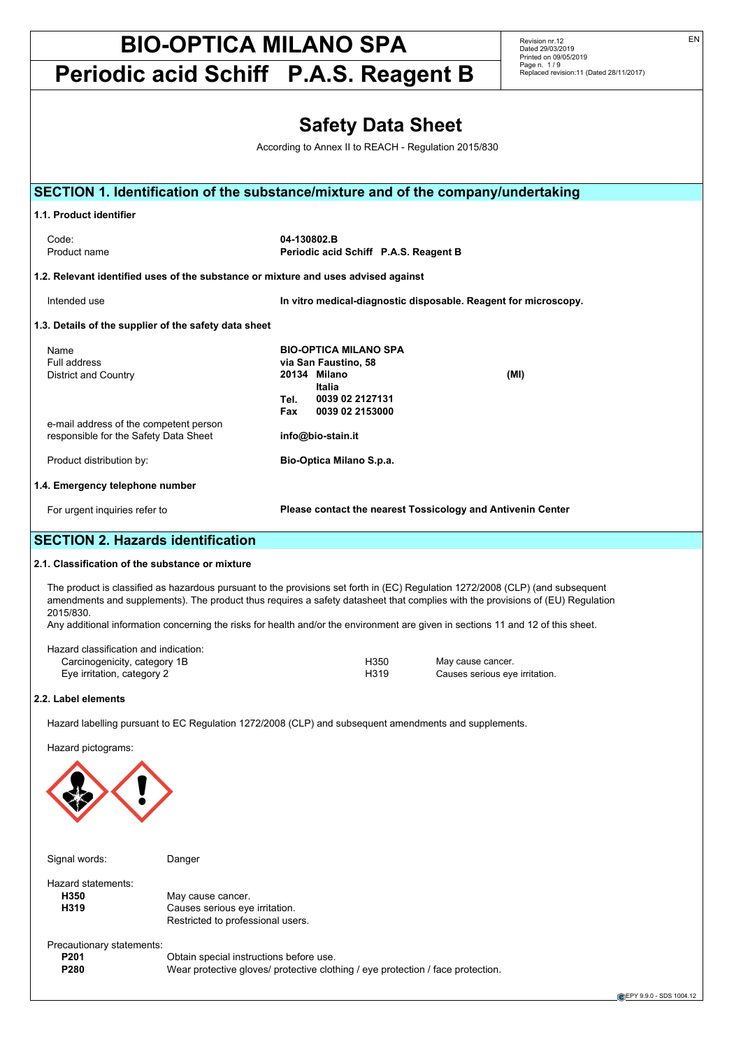# BIO-OPTICA MILANO SPA

# Periodic acid Schiff P.A.S. Reagent B

Revision nr.12
Dated 29/03/2019
Printed on 09/05/2019
Replaced revision:11 (Dated 28/11/2017)

EN

## Safety Data Sheet

According to Annex II to REACH - Regulation 2015/830

## SECTION 1. Identification of the substance/mixture and of the company/undertaking

### 1.1. Product identifier

| | |
|---|---|
| Code: | **04-130802.B** |
| Product name | **Periodic acid Schiff P.A.S. Reagent B** |

### 1.2. Relevant identified uses of the substance or mixture and uses advised against

| | |
|---|---|
| Intended use | **In vitro medical-diagnostic disposable. Reagent for microscopy.** |

### 1.3. Details of the supplier of the safety data sheet

| | |
|---|---|
| Name | **BIO-OPTICA MILANO SPA** |
| Full address | **via San Faustino, 58** |
| District and Country | **20134 Milano (MI)** **Italia** |
| | **Tel. 0039 02 2127131** |
| | **Fax 0039 02 2153000** |
| e-mail address of the competent person responsible for the Safety Data Sheet | **info@bio-stain.it** |
| Product distribution by: | **Bio-Optica Milano S.p.a.** |

### 1.4. Emergency telephone number

| | |
|---|---|
| For urgent inquiries refer to | **Please contact the nearest Tossicology and Antivenin Center** |

## SECTION 2. Hazards identification

### 2.1. Classification of the substance or mixture

The product is classified as hazardous pursuant to the provisions set forth in (EC) Regulation 1272/2008 (CLP) (and subsequent amendments and supplements). The product thus requires a safety datasheet that complies with the provisions of (EU) Regulation 2015/830.
Any additional information concerning the risks for health and/or the environment are given in sections 11 and 12 of this sheet.

Hazard classification and indication:

| | | |
|---|---|---|
| Carcinogenicity, category 1B | H350 | May cause cancer. |
| Eye irritation, category 2 | H319 | Causes serious eye irritation. |

### 2.2. Label elements

Hazard labelling pursuant to EC Regulation 1272/2008 (CLP) and subsequent amendments and supplements.

Hazard pictograms:

Signal words: Danger

Hazard statements:

**H350** May cause cancer.
**H319** Causes serious eye irritation.
Restricted to professional users.

Precautionary statements:

**P201** Obtain special instructions before use.
**P280** Wear protective gloves/ protective clothing / eye protection / face protection.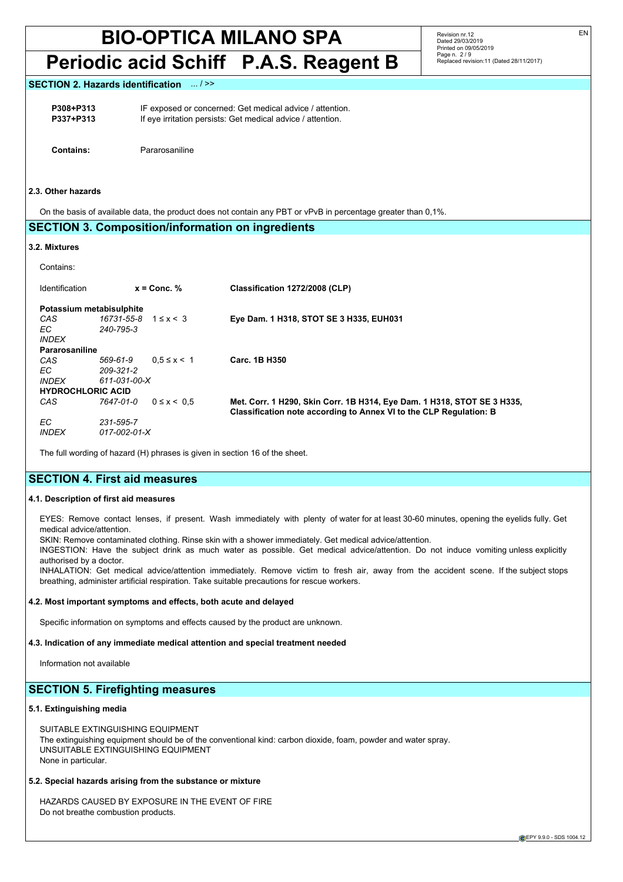## SECTION 2. Hazards identification ... / >>

**P308+P313** IF exposed or concerned: Get medical advice / attention.
**P337+P313** If eye irritation persists: Get medical advice / attention.

**Contains:** Pararosaniline

### 2.3. Other hazards

On the basis of available data, the product does not contain any PBT or vPvB in percentage greater than 0,1%.

## SECTION 3. Composition/information on ingredients

### 3.2. Mixtures

Contains:

| Identification | | x = Conc. % | Classification 1272/2008 (CLP) |
|---|---|---|---|
| **Potassium metabisulphite** | | | |
| *CAS* | *16731-55-8* | 1 ≤ x < 3 | **Eye Dam. 1 H318, STOT SE 3 H335, EUH031** |
| *EC* | *240-795-3* | | |
| *INDEX* | | | |
| **Pararosaniline** | | | |
| *CAS* | *569-61-9* | 0,5 ≤ x < 1 | **Carc. 1B H350** |
| *EC* | *209-321-2* | | |
| *INDEX* | *611-031-00-X* | | |
| **HYDROCHLORIC ACID** | | | |
| *CAS* | *7647-01-0* | 0 ≤ x < 0,5 | **Met. Corr. 1 H290, Skin Corr. 1B H314, Eye Dam. 1 H318, STOT SE 3 H335, Classification note according to Annex VI to the CLP Regulation: B** |
| *EC* | *231-595-7* | | |
| *INDEX* | *017-002-01-X* | | |

The full wording of hazard (H) phrases is given in section 16 of the sheet.

## SECTION 4. First aid measures

### 4.1. Description of first aid measures

EYES: Remove contact lenses, if present. Wash immediately with plenty of water for at least 30-60 minutes, opening the eyelids fully. Get medical advice/attention.
SKIN: Remove contaminated clothing. Rinse skin with a shower immediately. Get medical advice/attention.
INGESTION: Have the subject drink as much water as possible. Get medical advice/attention. Do not induce vomiting unless explicitly authorised by a doctor.
INHALATION: Get medical advice/attention immediately. Remove victim to fresh air, away from the accident scene. If the subject stops breathing, administer artificial respiration. Take suitable precautions for rescue workers.

### 4.2. Most important symptoms and effects, both acute and delayed

Specific information on symptoms and effects caused by the product are unknown.

### 4.3. Indication of any immediate medical attention and special treatment needed

Information not available

## SECTION 5. Firefighting measures

### 5.1. Extinguishing media

SUITABLE EXTINGUISHING EQUIPMENT
The extinguishing equipment should be of the conventional kind: carbon dioxide, foam, powder and water spray.
UNSUITABLE EXTINGUISHING EQUIPMENT
None in particular.

### 5.2. Special hazards arising from the substance or mixture

HAZARDS CAUSED BY EXPOSURE IN THE EVENT OF FIRE
Do not breathe combustion products.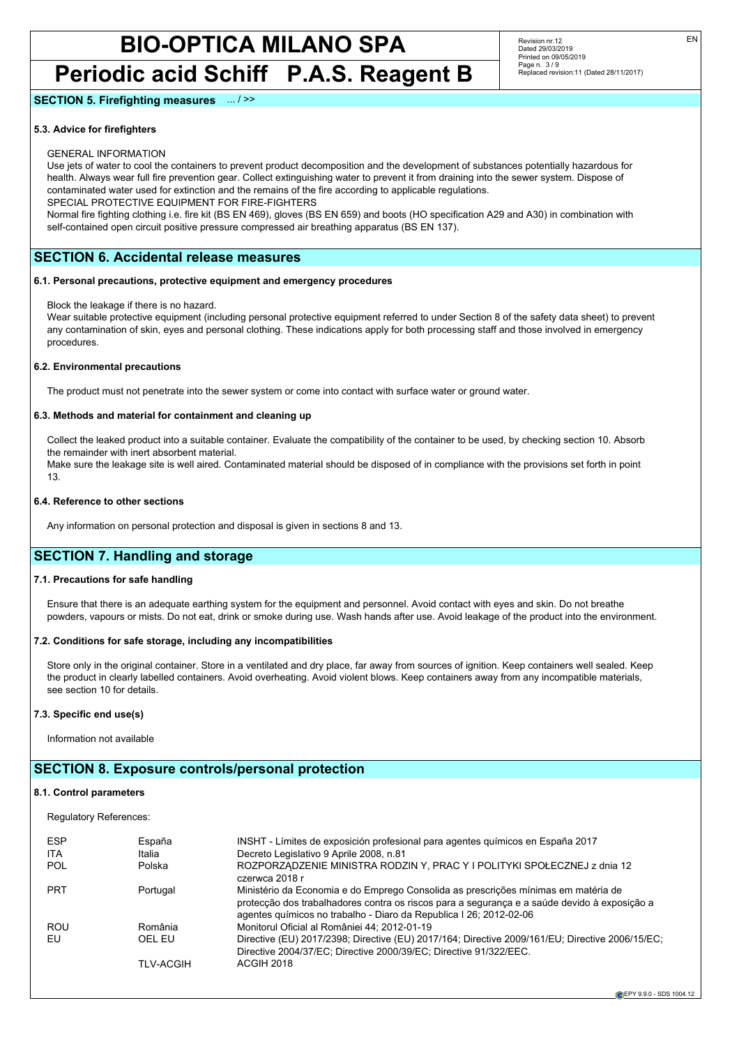## SECTION 5. Firefighting measures ... / >>

### 5.3. Advice for firefighters

GENERAL INFORMATION

Use jets of water to cool the containers to prevent product decomposition and the development of substances potentially hazardous for health. Always wear full fire prevention gear. Collect extinguishing water to prevent it from draining into the sewer system. Dispose of contaminated water used for extinction and the remains of the fire according to applicable regulations.

SPECIAL PROTECTIVE EQUIPMENT FOR FIRE-FIGHTERS

Normal fire fighting clothing i.e. fire kit (BS EN 469), gloves (BS EN 659) and boots (HO specification A29 and A30) in combination with self-contained open circuit positive pressure compressed air breathing apparatus (BS EN 137).

## SECTION 6. Accidental release measures

### 6.1. Personal precautions, protective equipment and emergency procedures

Block the leakage if there is no hazard.

Wear suitable protective equipment (including personal protective equipment referred to under Section 8 of the safety data sheet) to prevent any contamination of skin, eyes and personal clothing. These indications apply for both processing staff and those involved in emergency procedures.

### 6.2. Environmental precautions

The product must not penetrate into the sewer system or come into contact with surface water or ground water.

### 6.3. Methods and material for containment and cleaning up

Collect the leaked product into a suitable container. Evaluate the compatibility of the container to be used, by checking section 10. Absorb the remainder with inert absorbent material.

Make sure the leakage site is well aired. Contaminated material should be disposed of in compliance with the provisions set forth in point 13.

### 6.4. Reference to other sections

Any information on personal protection and disposal is given in sections 8 and 13.

## SECTION 7. Handling and storage

### 7.1. Precautions for safe handling

Ensure that there is an adequate earthing system for the equipment and personnel. Avoid contact with eyes and skin. Do not breathe powders, vapours or mists. Do not eat, drink or smoke during use. Wash hands after use. Avoid leakage of the product into the environment.

### 7.2. Conditions for safe storage, including any incompatibilities

Store only in the original container. Store in a ventilated and dry place, far away from sources of ignition. Keep containers well sealed. Keep the product in clearly labelled containers. Avoid overheating. Avoid violent blows. Keep containers away from any incompatible materials, see section 10 for details.

### 7.3. Specific end use(s)

Information not available

## SECTION 8. Exposure controls/personal protection

### 8.1. Control parameters

Regulatory References:

| | | |
|---|---|---|
| ESP | España | INSHT - Límites de exposición profesional para agentes químicos en España 2017 |
| ITA | Italia | Decreto Legislativo 9 Aprile 2008, n.81 |
| POL | Polska | ROZPORZĄDZENIE MINISTRA RODZIN Y, PRAC Y I POLITYKI SPOŁECZNEJ z dnia 12 czerwca 2018 r |
| PRT | Portugal | Ministério da Economia e do Emprego Consolida as prescrições mínimas em matéria de protecção dos trabalhadores contra os riscos para a segurança e a saúde devido à exposição a agentes químicos no trabalho - Diaro da Republica I 26; 2012-02-06 |
| ROU | România | Monitorul Oficial al României 44; 2012-01-19 |
| EU | OEL EU | Directive (EU) 2017/2398; Directive (EU) 2017/164; Directive 2009/161/EU; Directive 2006/15/EC; Directive 2004/37/EC; Directive 2000/39/EC; Directive 91/322/EEC. |
| | TLV-ACGIH | ACGIH 2018 |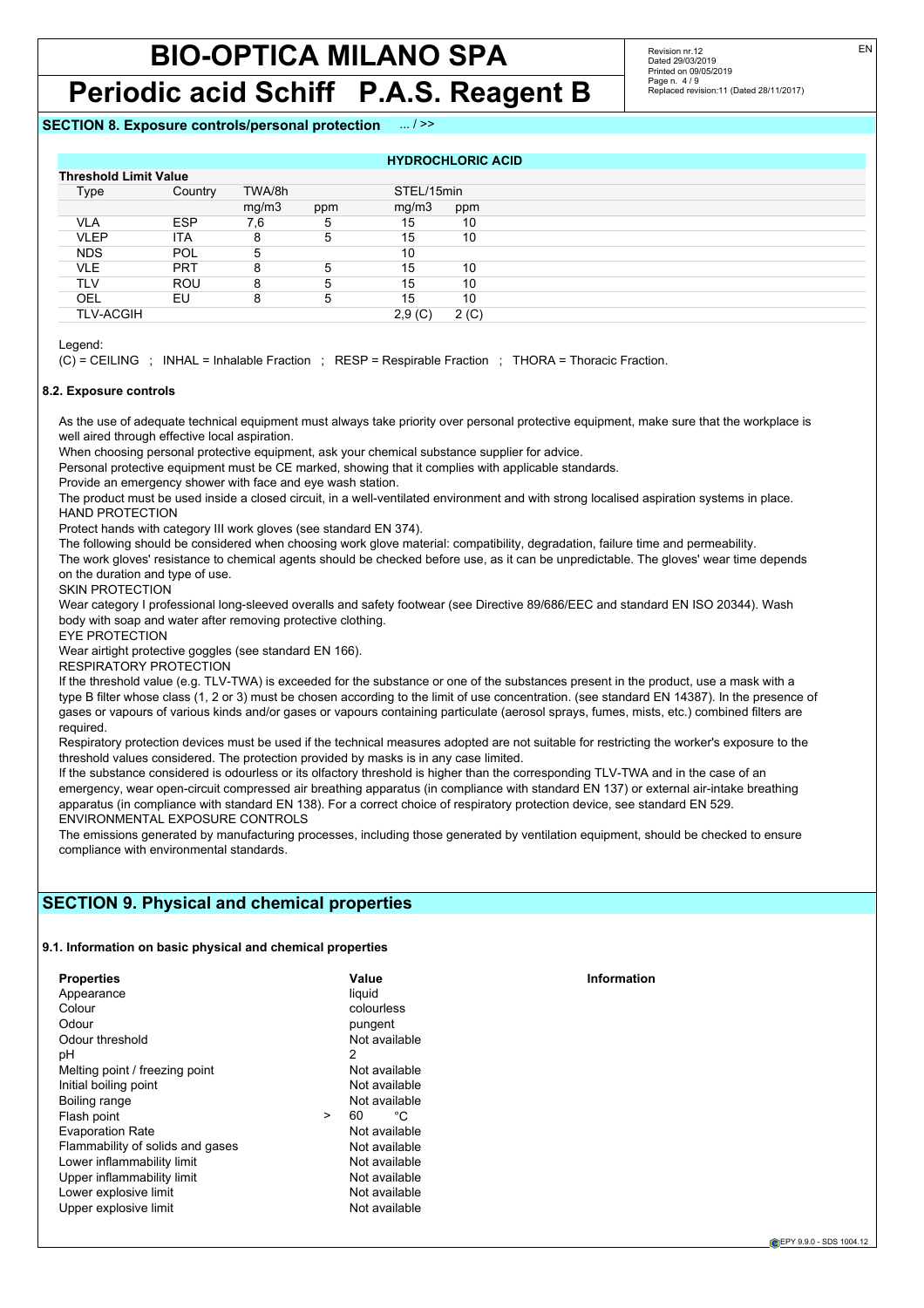**SECTION 8. Exposure controls/personal protection** ... / >>

| HYDROCHLORIC ACID | | | | | |
|---|---|---|---|---|---|
| **Threshold Limit Value** | | | | | |
| Type | Country | TWA/8h | | STEL/15min | |
| | | mg/m3 | ppm | mg/m3 | ppm |
| VLA | ESP | 7,6 | 5 | 15 | 10 |
| VLEP | ITA | 8 | 5 | 15 | 10 |
| NDS | POL | 5 | | 10 | |
| VLE | PRT | 8 | 5 | 15 | 10 |
| TLV | ROU | 8 | 5 | 15 | 10 |
| OEL | EU | 8 | 5 | 15 | 10 |
| TLV-ACGIH | | | | 2,9 (C) | 2 (C) |

Legend:

(C) = CEILING ; INHAL = Inhalable Fraction ; RESP = Respirable Fraction ; THORA = Thoracic Fraction.

#### 8.2. Exposure controls

As the use of adequate technical equipment must always take priority over personal protective equipment, make sure that the workplace is well aired through effective local aspiration.
When choosing personal protective equipment, ask your chemical substance supplier for advice.
Personal protective equipment must be CE marked, showing that it complies with applicable standards.
Provide an emergency shower with face and eye wash station.
The product must be used inside a closed circuit, in a well-ventilated environment and with strong localised aspiration systems in place.
HAND PROTECTION
Protect hands with category III work gloves (see standard EN 374).
The following should be considered when choosing work glove material: compatibility, degradation, failure time and permeability.
The work gloves' resistance to chemical agents should be checked before use, as it can be unpredictable. The gloves' wear time depends on the duration and type of use.
SKIN PROTECTION
Wear category I professional long-sleeved overalls and safety footwear (see Directive 89/686/EEC and standard EN ISO 20344). Wash body with soap and water after removing protective clothing.
EYE PROTECTION
Wear airtight protective goggles (see standard EN 166).
RESPIRATORY PROTECTION
If the threshold value (e.g. TLV-TWA) is exceeded for the substance or one of the substances present in the product, use a mask with a type B filter whose class (1, 2 or 3) must be chosen according to the limit of use concentration. (see standard EN 14387). In the presence of gases or vapours of various kinds and/or gases or vapours containing particulate (aerosol sprays, fumes, mists, etc.) combined filters are required.
Respiratory protection devices must be used if the technical measures adopted are not suitable for restricting the worker's exposure to the threshold values considered. The protection provided by masks is in any case limited.
If the substance considered is odourless or its olfactory threshold is higher than the corresponding TLV-TWA and in the case of an emergency, wear open-circuit compressed air breathing apparatus (in compliance with standard EN 137) or external air-intake breathing apparatus (in compliance with standard EN 138). For a correct choice of respiratory protection device, see standard EN 529.
ENVIRONMENTAL EXPOSURE CONTROLS
The emissions generated by manufacturing processes, including those generated by ventilation equipment, should be checked to ensure compliance with environmental standards.

## SECTION 9. Physical and chemical properties

#### 9.1. Information on basic physical and chemical properties

| Properties | Value | Information |
|---|---|---|
| Appearance | liquid | |
| Colour | colourless | |
| Odour | pungent | |
| Odour threshold | Not available | |
| pH | 2 | |
| Melting point / freezing point | Not available | |
| Initial boiling point | Not available | |
| Boiling range | Not available | |
| Flash point | > 60 °C | |
| Evaporation Rate | Not available | |
| Flammability of solids and gases | Not available | |
| Lower inflammability limit | Not available | |
| Upper inflammability limit | Not available | |
| Lower explosive limit | Not available | |
| Upper explosive limit | Not available | |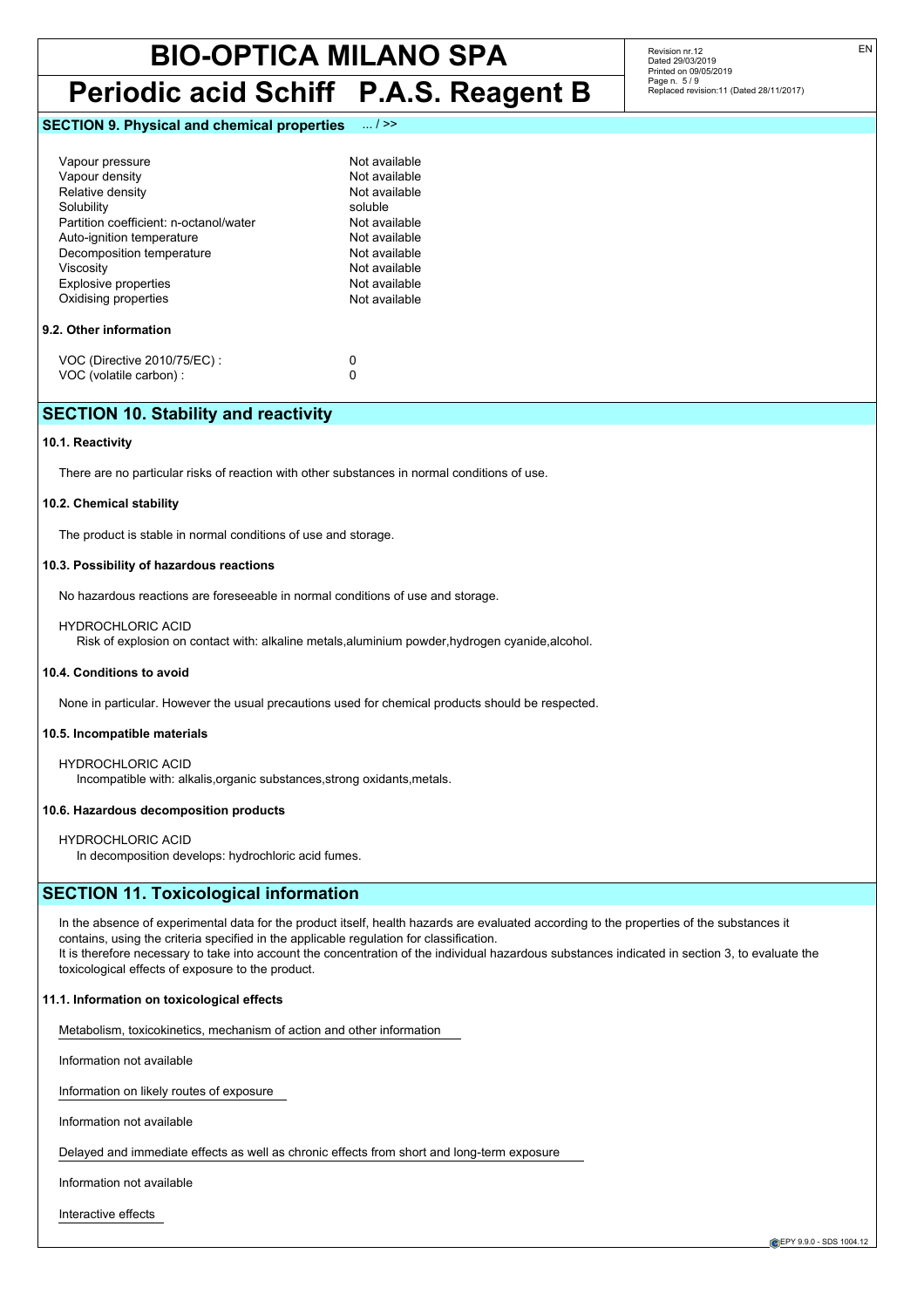**SECTION 9. Physical and chemical properties** ... / >>

| | |
|---|---|
| Vapour pressure | Not available |
| Vapour density | Not available |
| Relative density | Not available |
| Solubility | soluble |
| Partition coefficient: n-octanol/water | Not available |
| Auto-ignition temperature | Not available |
| Decomposition temperature | Not available |
| Viscosity | Not available |
| Explosive properties | Not available |
| Oxidising properties | Not available |

### 9.2. Other information

| | |
|---|---|
| VOC (Directive 2010/75/EC) : | 0 |
| VOC (volatile carbon) : | 0 |

## SECTION 10. Stability and reactivity

### 10.1. Reactivity

There are no particular risks of reaction with other substances in normal conditions of use.

### 10.2. Chemical stability

The product is stable in normal conditions of use and storage.

### 10.3. Possibility of hazardous reactions

No hazardous reactions are foreseeable in normal conditions of use and storage.

HYDROCHLORIC ACID
Risk of explosion on contact with: alkaline metals,aluminium powder,hydrogen cyanide,alcohol.

### 10.4. Conditions to avoid

None in particular. However the usual precautions used for chemical products should be respected.

### 10.5. Incompatible materials

HYDROCHLORIC ACID
Incompatible with: alkalis,organic substances,strong oxidants,metals.

### 10.6. Hazardous decomposition products

HYDROCHLORIC ACID
In decomposition develops: hydrochloric acid fumes.

## SECTION 11. Toxicological information

In the absence of experimental data for the product itself, health hazards are evaluated according to the properties of the substances it contains, using the criteria specified in the applicable regulation for classification.
It is therefore necessary to take into account the concentration of the individual hazardous substances indicated in section 3, to evaluate the toxicological effects of exposure to the product.

### 11.1. Information on toxicological effects

Metabolism, toxicokinetics, mechanism of action and other information

Information not available

Information on likely routes of exposure

Information not available

Delayed and immediate effects as well as chronic effects from short and long-term exposure

Information not available

Interactive effects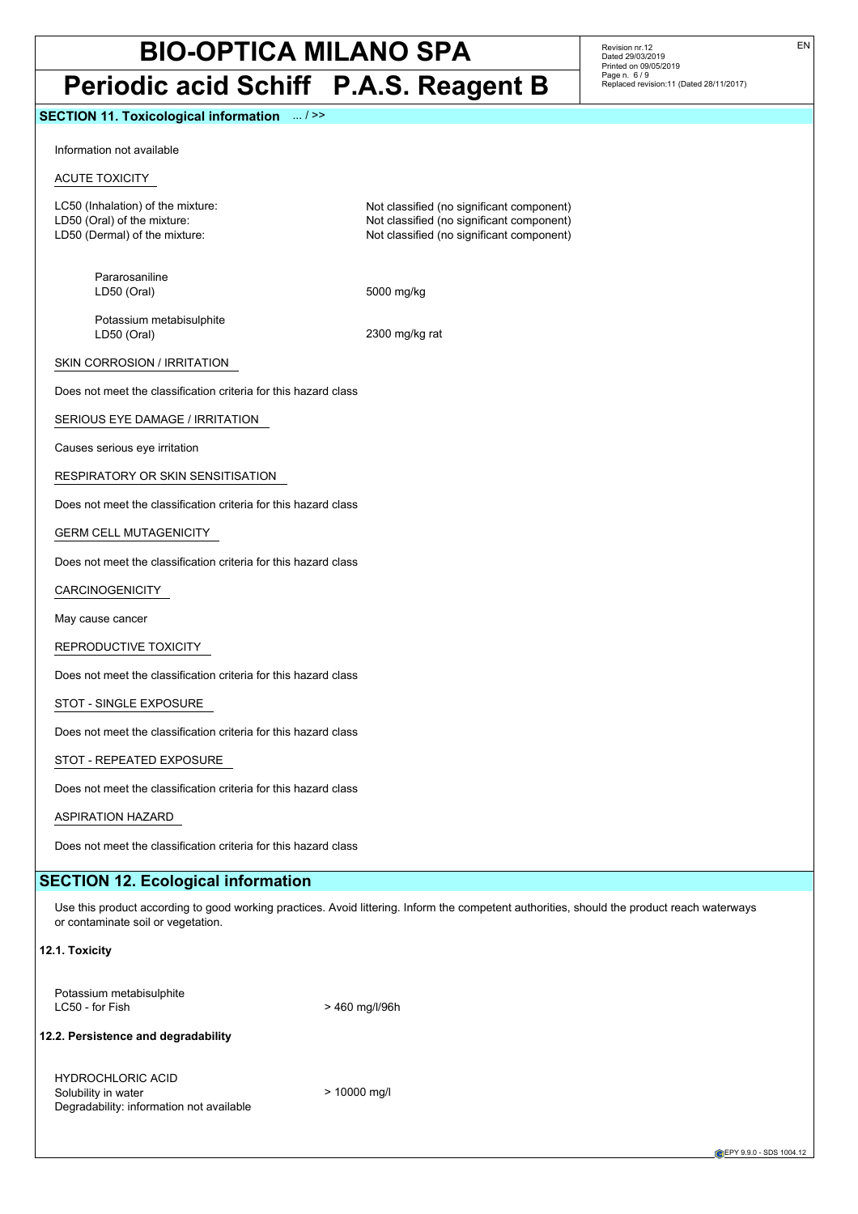## SECTION 11. Toxicological information ... / >>

Information not available

ACUTE TOXICITY

| | |
|---|---|
| LC50 (Inhalation) of the mixture: | Not classified (no significant component) |
| LD50 (Oral) of the mixture: | Not classified (no significant component) |
| LD50 (Dermal) of the mixture: | Not classified (no significant component) |

| | |
|---|---|
| Pararosaniline | |
| LD50 (Oral) | 5000 mg/kg |
| Potassium metabisulphite | |
| LD50 (Oral) | 2300 mg/kg rat |

SKIN CORROSION / IRRITATION

Does not meet the classification criteria for this hazard class

SERIOUS EYE DAMAGE / IRRITATION

Causes serious eye irritation

RESPIRATORY OR SKIN SENSITISATION

Does not meet the classification criteria for this hazard class

GERM CELL MUTAGENICITY

Does not meet the classification criteria for this hazard class

CARCINOGENICITY

May cause cancer

REPRODUCTIVE TOXICITY

Does not meet the classification criteria for this hazard class

STOT - SINGLE EXPOSURE

Does not meet the classification criteria for this hazard class

STOT - REPEATED EXPOSURE

Does not meet the classification criteria for this hazard class

ASPIRATION HAZARD

Does not meet the classification criteria for this hazard class

## SECTION 12. Ecological information

Use this product according to good working practices. Avoid littering. Inform the competent authorities, should the product reach waterways or contaminate soil or vegetation.

### 12.1. Toxicity

| | |
|---|---|
| Potassium metabisulphite | |
| LC50 - for Fish | > 460 mg/l/96h |

### 12.2. Persistence and degradability

| | |
|---|---|
| HYDROCHLORIC ACID | |
| Solubility in water | > 10000 mg/l |
| Degradability: information not available | |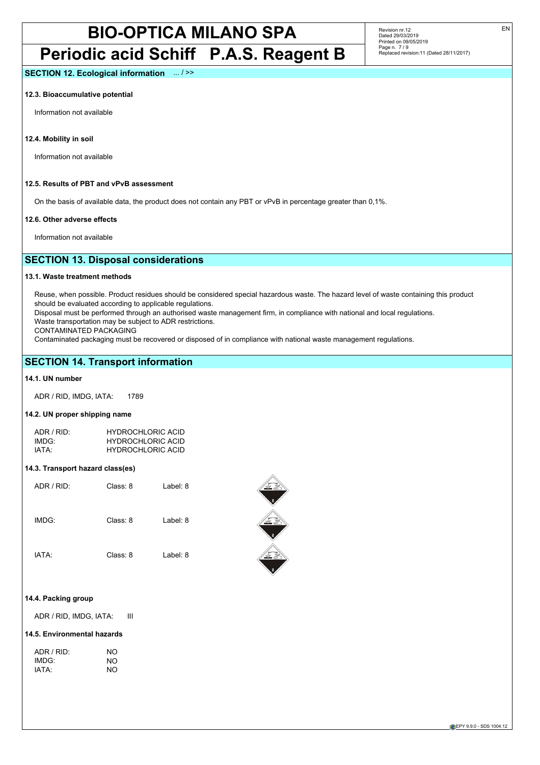## SECTION 12. Ecological information ... / >>

### 12.3. Bioaccumulative potential

Information not available

### 12.4. Mobility in soil

Information not available

### 12.5. Results of PBT and vPvB assessment

On the basis of available data, the product does not contain any PBT or vPvB in percentage greater than 0,1%.

### 12.6. Other adverse effects

Information not available

## SECTION 13. Disposal considerations

### 13.1. Waste treatment methods

Reuse, when possible. Product residues should be considered special hazardous waste. The hazard level of waste containing this product should be evaluated according to applicable regulations.
Disposal must be performed through an authorised waste management firm, in compliance with national and local regulations.
Waste transportation may be subject to ADR restrictions.
CONTAMINATED PACKAGING
Contaminated packaging must be recovered or disposed of in compliance with national waste management regulations.

## SECTION 14. Transport information

### 14.1. UN number

ADR / RID, IMDG, IATA: 1789

### 14.2. UN proper shipping name

| | |
|---|---|
| ADR / RID: | HYDROCHLORIC ACID |
| IMDG: | HYDROCHLORIC ACID |
| IATA: | HYDROCHLORIC ACID |

### 14.3. Transport hazard class(es)

| | | |
|---|---|---|
| ADR / RID: | Class: 8 | Label: 8 |
| IMDG: | Class: 8 | Label: 8 |
| IATA: | Class: 8 | Label: 8 |

### 14.4. Packing group

ADR / RID, IMDG, IATA: III

### 14.5. Environmental hazards

| | |
|---|---|
| ADR / RID: | NO |
| IMDG: | NO |
| IATA: | NO |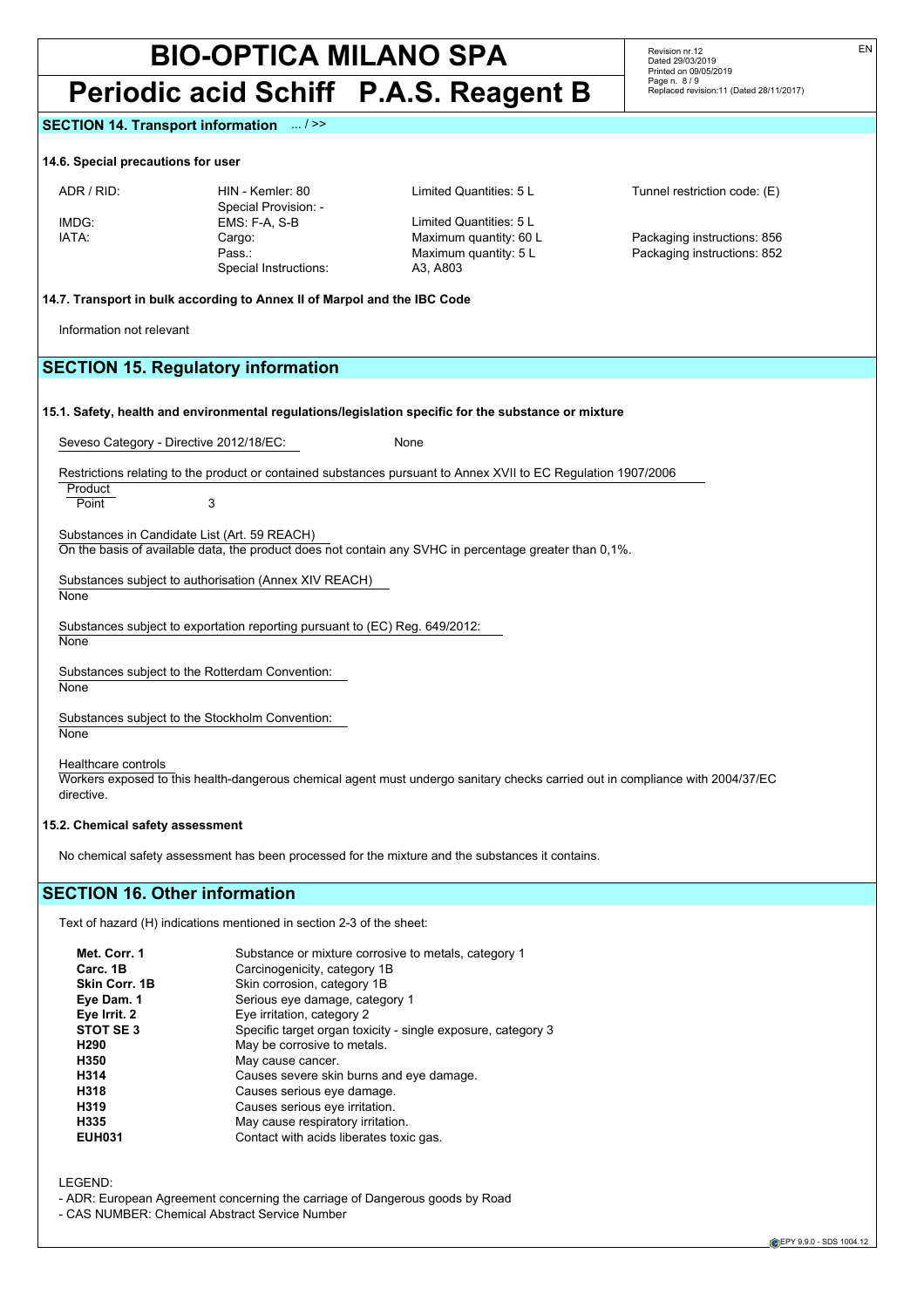## SECTION 14. Transport information ... / >>

### 14.6. Special precautions for user

| | | | |
|---|---|---|---|
| ADR / RID: | HIN - Kemler: 80<br>Special Provision: - | Limited Quantities: 5 L | Tunnel restriction code: (E) |
| IMDG: | EMS: F-A, S-B | Limited Quantities: 5 L | |
| IATA: | Cargo: | Maximum quantity: 60 L | Packaging instructions: 856 |
| | Pass.: | Maximum quantity: 5 L | Packaging instructions: 852 |
| | Special Instructions: | A3, A803 | |

### 14.7. Transport in bulk according to Annex II of Marpol and the IBC Code

Information not relevant

## SECTION 15. Regulatory information

### 15.1. Safety, health and environmental regulations/legislation specific for the substance or mixture

Seveso Category - Directive 2012/18/EC: None

Restrictions relating to the product or contained substances pursuant to Annex XVII to EC Regulation 1907/2006

Product

Point 3

Substances in Candidate List (Art. 59 REACH)

On the basis of available data, the product does not contain any SVHC in percentage greater than 0,1%.

Substances subject to authorisation (Annex XIV REACH)

None

Substances subject to exportation reporting pursuant to (EC) Reg. 649/2012:

None

Substances subject to the Rotterdam Convention:

None

Substances subject to the Stockholm Convention:

None

Healthcare controls

Workers exposed to this health-dangerous chemical agent must undergo sanitary checks carried out in compliance with 2004/37/EC directive.

### 15.2. Chemical safety assessment

No chemical safety assessment has been processed for the mixture and the substances it contains.

## SECTION 16. Other information

Text of hazard (H) indications mentioned in section 2-3 of the sheet:

| | |
|---|---|
| **Met. Corr. 1** | Substance or mixture corrosive to metals, category 1 |
| **Carc. 1B** | Carcinogenicity, category 1B |
| **Skin Corr. 1B** | Skin corrosion, category 1B |
| **Eye Dam. 1** | Serious eye damage, category 1 |
| **Eye Irrit. 2** | Eye irritation, category 2 |
| **STOT SE 3** | Specific target organ toxicity - single exposure, category 3 |
| **H290** | May be corrosive to metals. |
| **H350** | May cause cancer. |
| **H314** | Causes severe skin burns and eye damage. |
| **H318** | Causes serious eye damage. |
| **H319** | Causes serious eye irritation. |
| **H335** | May cause respiratory irritation. |
| **EUH031** | Contact with acids liberates toxic gas. |

LEGEND:

- ADR: European Agreement concerning the carriage of Dangerous goods by Road
- CAS NUMBER: Chemical Abstract Service Number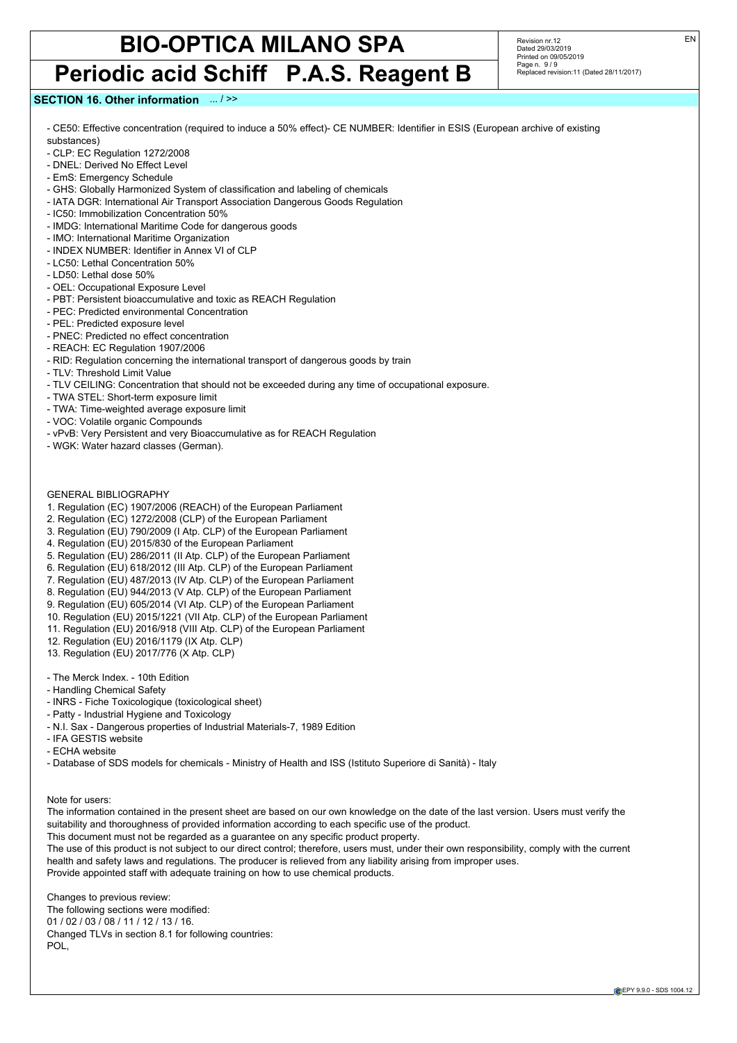## SECTION 16. Other information ... / >>

- CE50: Effective concentration (required to induce a 50% effect)- CE NUMBER: Identifier in ESIS (European archive of existing substances)
- CLP: EC Regulation 1272/2008
- DNEL: Derived No Effect Level
- EmS: Emergency Schedule
- GHS: Globally Harmonized System of classification and labeling of chemicals
- IATA DGR: International Air Transport Association Dangerous Goods Regulation
- IC50: Immobilization Concentration 50%
- IMDG: International Maritime Code for dangerous goods
- IMO: International Maritime Organization
- INDEX NUMBER: Identifier in Annex VI of CLP
- LC50: Lethal Concentration 50%
- LD50: Lethal dose 50%
- OEL: Occupational Exposure Level
- PBT: Persistent bioaccumulative and toxic as REACH Regulation
- PEC: Predicted environmental Concentration
- PEL: Predicted exposure level
- PNEC: Predicted no effect concentration
- REACH: EC Regulation 1907/2006
- RID: Regulation concerning the international transport of dangerous goods by train
- TLV: Threshold Limit Value
- TLV CEILING: Concentration that should not be exceeded during any time of occupational exposure.
- TWA STEL: Short-term exposure limit
- TWA: Time-weighted average exposure limit
- VOC: Volatile organic Compounds
- vPvB: Very Persistent and very Bioaccumulative as for REACH Regulation
- WGK: Water hazard classes (German).

GENERAL BIBLIOGRAPHY

1. Regulation (EC) 1907/2006 (REACH) of the European Parliament
2. Regulation (EC) 1272/2008 (CLP) of the European Parliament
3. Regulation (EU) 790/2009 (I Atp. CLP) of the European Parliament
4. Regulation (EU) 2015/830 of the European Parliament
5. Regulation (EU) 286/2011 (II Atp. CLP) of the European Parliament
6. Regulation (EU) 618/2012 (III Atp. CLP) of the European Parliament
7. Regulation (EU) 487/2013 (IV Atp. CLP) of the European Parliament
8. Regulation (EU) 944/2013 (V Atp. CLP) of the European Parliament
9. Regulation (EU) 605/2014 (VI Atp. CLP) of the European Parliament
10. Regulation (EU) 2015/1221 (VII Atp. CLP) of the European Parliament
11. Regulation (EU) 2016/918 (VIII Atp. CLP) of the European Parliament
12. Regulation (EU) 2016/1179 (IX Atp. CLP)
13. Regulation (EU) 2017/776 (X Atp. CLP)

- The Merck Index. - 10th Edition
- Handling Chemical Safety
- INRS - Fiche Toxicologique (toxicological sheet)
- Patty - Industrial Hygiene and Toxicology
- N.I. Sax - Dangerous properties of Industrial Materials-7, 1989 Edition
- IFA GESTIS website
- ECHA website
- Database of SDS models for chemicals - Ministry of Health and ISS (Istituto Superiore di Sanità) - Italy

Note for users:
The information contained in the present sheet are based on our own knowledge on the date of the last version. Users must verify the suitability and thoroughness of provided information according to each specific use of the product.
This document must not be regarded as a guarantee on any specific product property.
The use of this product is not subject to our direct control; therefore, users must, under their own responsibility, comply with the current health and safety laws and regulations. The producer is relieved from any liability arising from improper uses.
Provide appointed staff with adequate training on how to use chemical products.

Changes to previous review:
The following sections were modified:
01 / 02 / 03 / 08 / 11 / 12 / 13 / 16.
Changed TLVs in section 8.1 for following countries:
POL,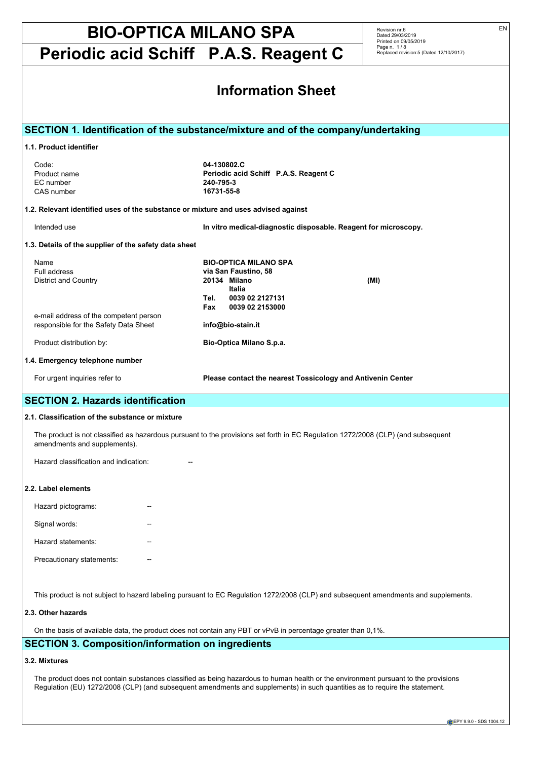# BIO-OPTICA MILANO SPA

# Periodic acid Schiff P.A.S. Reagent C

Revision nr.6
Dated 29/03/2019
Printed on 09/05/2019
Replaced revision:5 (Dated 12/10/2017)

EN

## Information Sheet

## SECTION 1. Identification of the substance/mixture and of the company/undertaking

**1.1. Product identifier**

| | |
|---|---|
| Code: | **04-130802.C** |
| Product name | **Periodic acid Schiff P.A.S. Reagent C** |
| EC number | **240-795-3** |
| CAS number | **16731-55-8** |

**1.2. Relevant identified uses of the substance or mixture and uses advised against**

| | |
|---|---|
| Intended use | **In vitro medical-diagnostic disposable. Reagent for microscopy.** |

**1.3. Details of the supplier of the safety data sheet**

| | |
|---|---|
| Name | **BIO-OPTICA MILANO SPA** |
| Full address | **via San Faustino, 58** |
| District and Country | **20134 Milano (MI)** |
| | **Italia** |
| | **Tel. 0039 02 2127131** |
| | **Fax 0039 02 2153000** |
| e-mail address of the competent person responsible for the Safety Data Sheet | **info@bio-stain.it** |
| Product distribution by: | **Bio-Optica Milano S.p.a.** |

**1.4. Emergency telephone number**

| | |
|---|---|
| For urgent inquiries refer to | **Please contact the nearest Tossicology and Antivenin Center** |

## SECTION 2. Hazards identification

**2.1. Classification of the substance or mixture**

The product is not classified as hazardous pursuant to the provisions set forth in EC Regulation 1272/2008 (CLP) (and subsequent amendments and supplements).

Hazard classification and indication: --

**2.2. Label elements**

Hazard pictograms: --

Signal words: --

Hazard statements: --

Precautionary statements: --

This product is not subject to hazard labeling pursuant to EC Regulation 1272/2008 (CLP) and subsequent amendments and supplements.

**2.3. Other hazards**

On the basis of available data, the product does not contain any PBT or vPvB in percentage greater than 0,1%.

## SECTION 3. Composition/information on ingredients

**3.2. Mixtures**

The product does not contain substances classified as being hazardous to human health or the environment pursuant to the provisions Regulation (EU) 1272/2008 (CLP) (and subsequent amendments and supplements) in such quantities as to require the statement.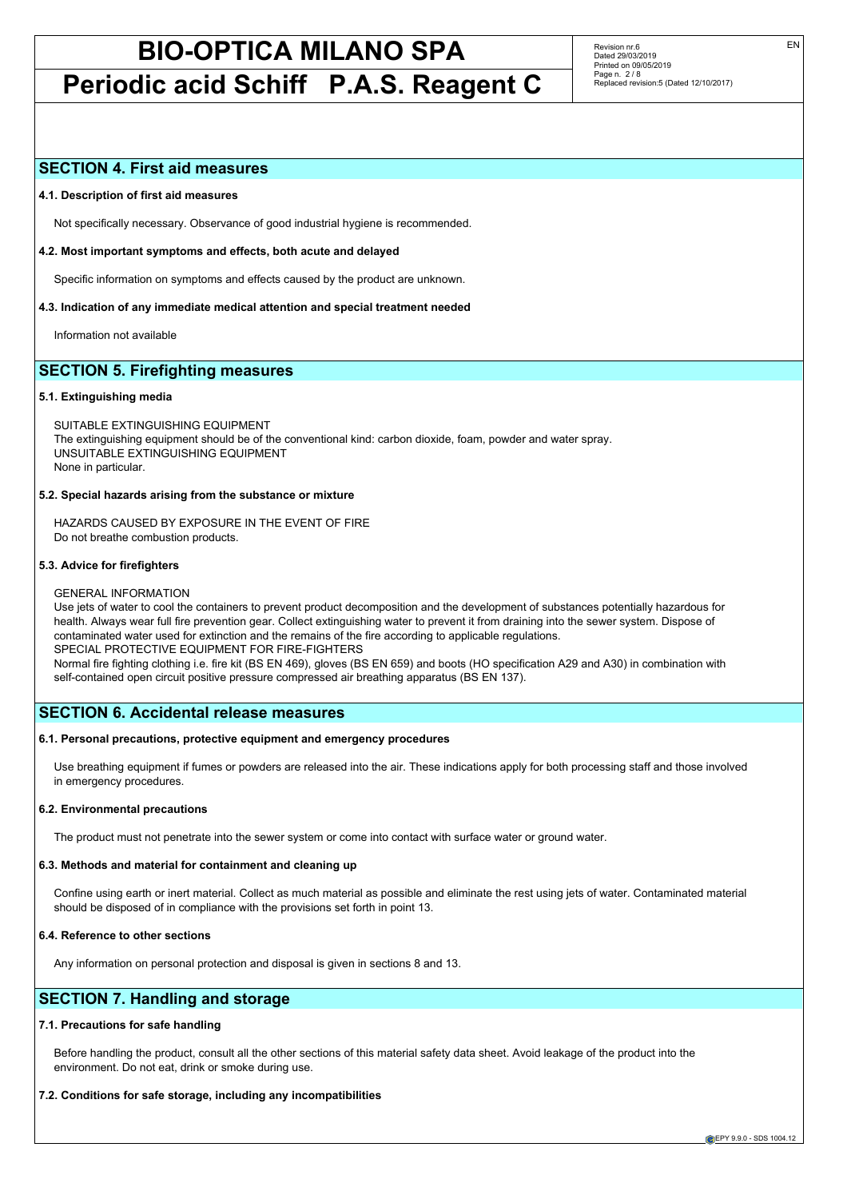## SECTION 4. First aid measures

### 4.1. Description of first aid measures

Not specifically necessary. Observance of good industrial hygiene is recommended.

### 4.2. Most important symptoms and effects, both acute and delayed

Specific information on symptoms and effects caused by the product are unknown.

### 4.3. Indication of any immediate medical attention and special treatment needed

Information not available

## SECTION 5. Firefighting measures

### 5.1. Extinguishing media

SUITABLE EXTINGUISHING EQUIPMENT
The extinguishing equipment should be of the conventional kind: carbon dioxide, foam, powder and water spray.
UNSUITABLE EXTINGUISHING EQUIPMENT
None in particular.

### 5.2. Special hazards arising from the substance or mixture

HAZARDS CAUSED BY EXPOSURE IN THE EVENT OF FIRE
Do not breathe combustion products.

### 5.3. Advice for firefighters

GENERAL INFORMATION
Use jets of water to cool the containers to prevent product decomposition and the development of substances potentially hazardous for health. Always wear full fire prevention gear. Collect extinguishing water to prevent it from draining into the sewer system. Dispose of contaminated water used for extinction and the remains of the fire according to applicable regulations.
SPECIAL PROTECTIVE EQUIPMENT FOR FIRE-FIGHTERS
Normal fire fighting clothing i.e. fire kit (BS EN 469), gloves (BS EN 659) and boots (HO specification A29 and A30) in combination with self-contained open circuit positive pressure compressed air breathing apparatus (BS EN 137).

## SECTION 6. Accidental release measures

### 6.1. Personal precautions, protective equipment and emergency procedures

Use breathing equipment if fumes or powders are released into the air. These indications apply for both processing staff and those involved in emergency procedures.

### 6.2. Environmental precautions

The product must not penetrate into the sewer system or come into contact with surface water or ground water.

### 6.3. Methods and material for containment and cleaning up

Confine using earth or inert material. Collect as much material as possible and eliminate the rest using jets of water. Contaminated material should be disposed of in compliance with the provisions set forth in point 13.

### 6.4. Reference to other sections

Any information on personal protection and disposal is given in sections 8 and 13.

## SECTION 7. Handling and storage

### 7.1. Precautions for safe handling

Before handling the product, consult all the other sections of this material safety data sheet. Avoid leakage of the product into the environment. Do not eat, drink or smoke during use.

### 7.2. Conditions for safe storage, including any incompatibilities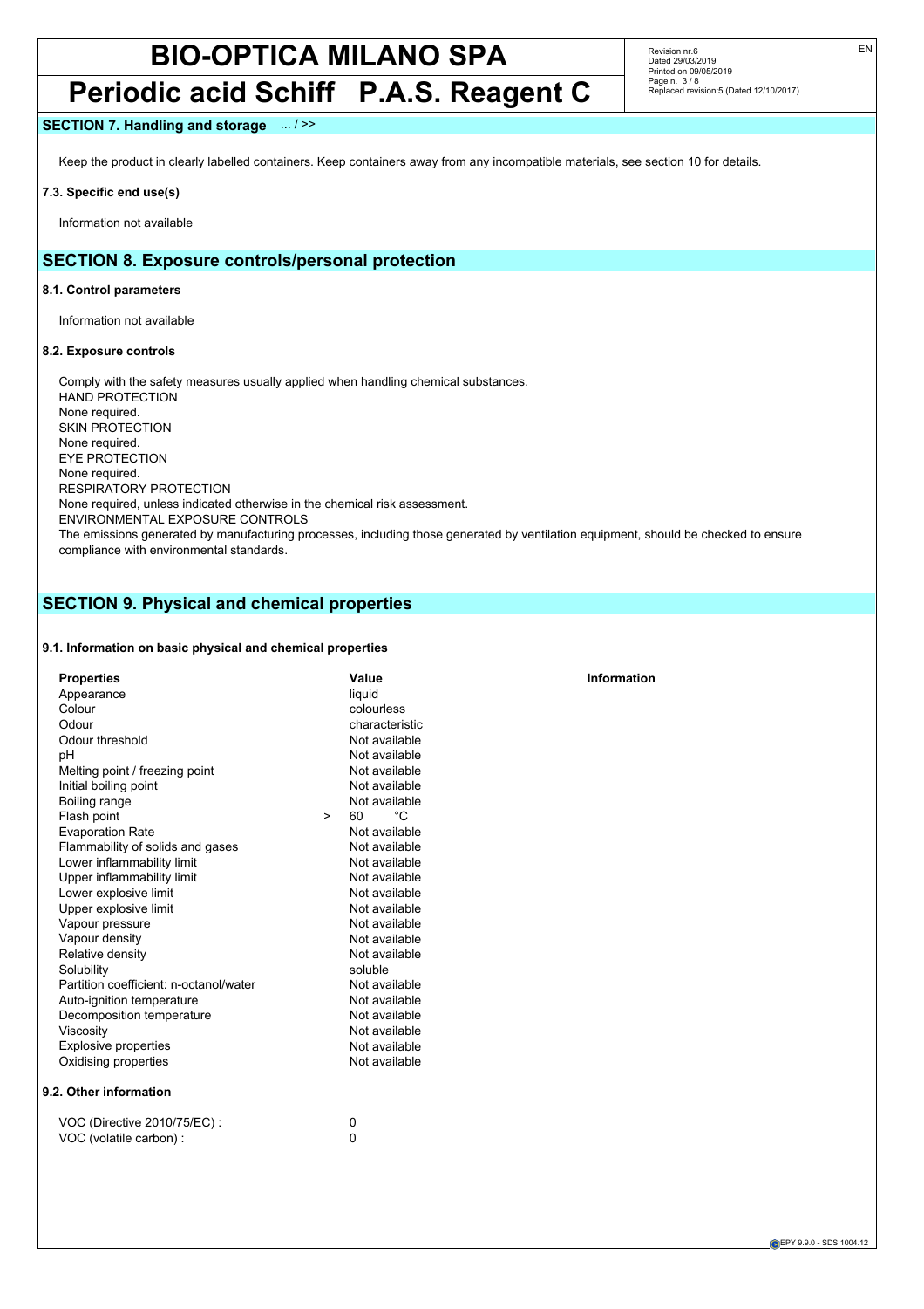## SECTION 7. Handling and storage ... / >>

Keep the product in clearly labelled containers. Keep containers away from any incompatible materials, see section 10 for details.

### 7.3. Specific end use(s)

Information not available

## SECTION 8. Exposure controls/personal protection

### 8.1. Control parameters

Information not available

### 8.2. Exposure controls

Comply with the safety measures usually applied when handling chemical substances.
HAND PROTECTION
None required.
SKIN PROTECTION
None required.
EYE PROTECTION
None required.
RESPIRATORY PROTECTION
None required, unless indicated otherwise in the chemical risk assessment.
ENVIRONMENTAL EXPOSURE CONTROLS
The emissions generated by manufacturing processes, including those generated by ventilation equipment, should be checked to ensure compliance with environmental standards.

## SECTION 9. Physical and chemical properties

### 9.1. Information on basic physical and chemical properties

| Properties | Value | Information |
|---|---|---|
| Appearance | liquid | |
| Colour | colourless | |
| Odour | characteristic | |
| Odour threshold | Not available | |
| pH | Not available | |
| Melting point / freezing point | Not available | |
| Initial boiling point | Not available | |
| Boiling range | Not available | |
| Flash point | > 60 °C | |
| Evaporation Rate | Not available | |
| Flammability of solids and gases | Not available | |
| Lower inflammability limit | Not available | |
| Upper inflammability limit | Not available | |
| Lower explosive limit | Not available | |
| Upper explosive limit | Not available | |
| Vapour pressure | Not available | |
| Vapour density | Not available | |
| Relative density | Not available | |
| Solubility | soluble | |
| Partition coefficient: n-octanol/water | Not available | |
| Auto-ignition temperature | Not available | |
| Decomposition temperature | Not available | |
| Viscosity | Not available | |
| Explosive properties | Not available | |
| Oxidising properties | Not available | |

### 9.2. Other information

VOC (Directive 2010/75/EC) : 0
VOC (volatile carbon) : 0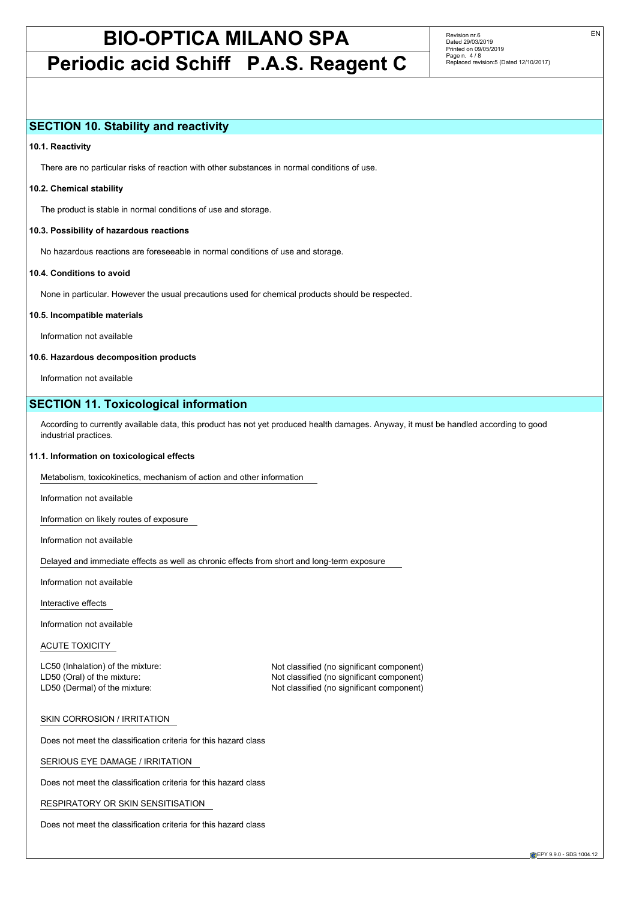## SECTION 10. Stability and reactivity

### 10.1. Reactivity

There are no particular risks of reaction with other substances in normal conditions of use.

### 10.2. Chemical stability

The product is stable in normal conditions of use and storage.

### 10.3. Possibility of hazardous reactions

No hazardous reactions are foreseeable in normal conditions of use and storage.

### 10.4. Conditions to avoid

None in particular. However the usual precautions used for chemical products should be respected.

### 10.5. Incompatible materials

Information not available

### 10.6. Hazardous decomposition products

Information not available

## SECTION 11. Toxicological information

According to currently available data, this product has not yet produced health damages. Anyway, it must be handled according to good industrial practices.

### 11.1. Information on toxicological effects

Metabolism, toxicokinetics, mechanism of action and other information

Information not available

Information on likely routes of exposure

Information not available

Delayed and immediate effects as well as chronic effects from short and long-term exposure

Information not available

Interactive effects

Information not available

ACUTE TOXICITY

| | |
|---|---|
| LC50 (Inhalation) of the mixture: | Not classified (no significant component) |
| LD50 (Oral) of the mixture: | Not classified (no significant component) |
| LD50 (Dermal) of the mixture: | Not classified (no significant component) |

SKIN CORROSION / IRRITATION

Does not meet the classification criteria for this hazard class

SERIOUS EYE DAMAGE / IRRITATION

Does not meet the classification criteria for this hazard class

RESPIRATORY OR SKIN SENSITISATION

Does not meet the classification criteria for this hazard class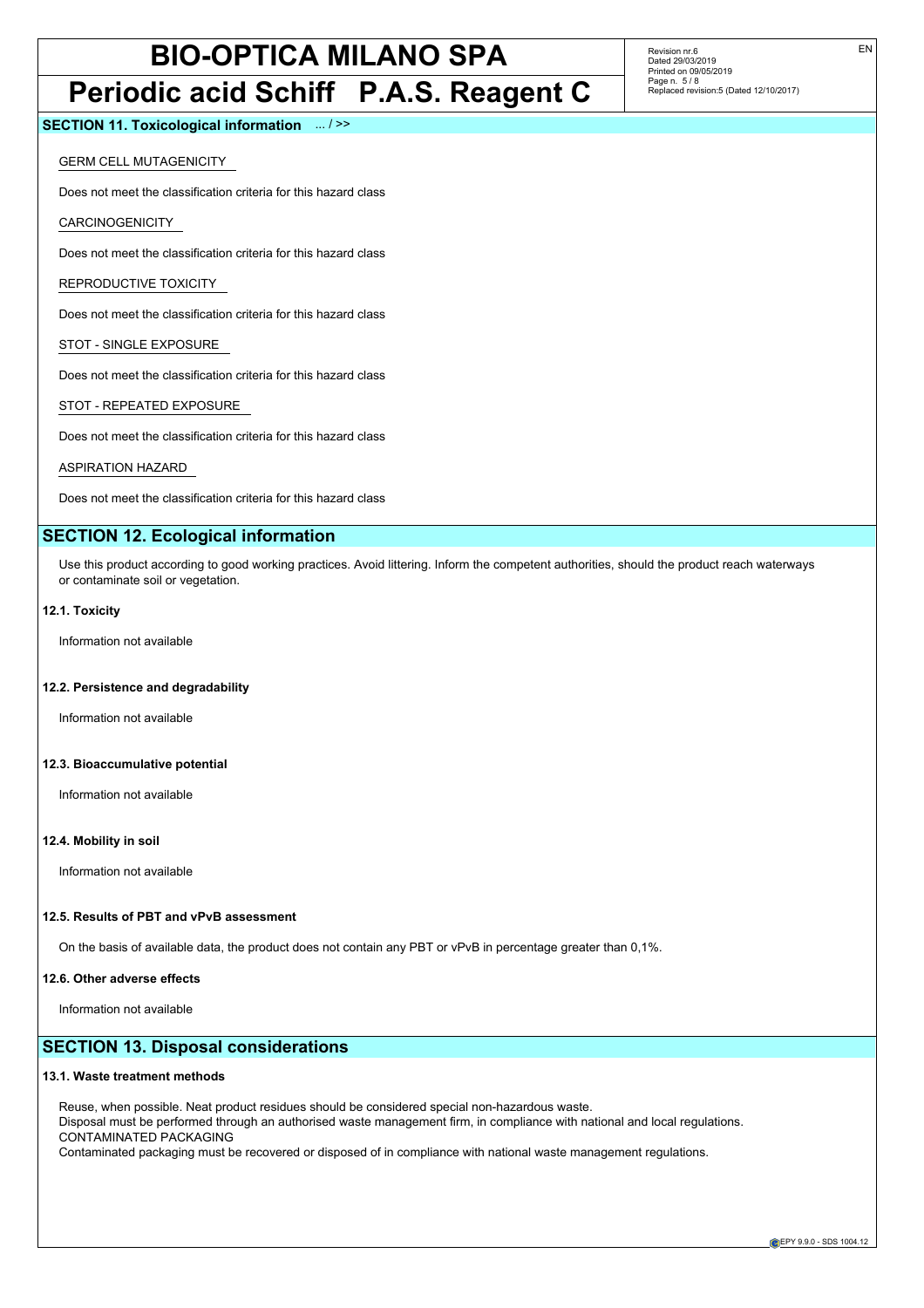**SECTION 11. Toxicological information** ... / >>

GERM CELL MUTAGENICITY

Does not meet the classification criteria for this hazard class

CARCINOGENICITY

Does not meet the classification criteria for this hazard class

REPRODUCTIVE TOXICITY

Does not meet the classification criteria for this hazard class

STOT - SINGLE EXPOSURE

Does not meet the classification criteria for this hazard class

STOT - REPEATED EXPOSURE

Does not meet the classification criteria for this hazard class

ASPIRATION HAZARD

Does not meet the classification criteria for this hazard class

## SECTION 12. Ecological information

Use this product according to good working practices. Avoid littering. Inform the competent authorities, should the product reach waterways or contaminate soil or vegetation.

**12.1. Toxicity**

Information not available

**12.2. Persistence and degradability**

Information not available

**12.3. Bioaccumulative potential**

Information not available

**12.4. Mobility in soil**

Information not available

**12.5. Results of PBT and vPvB assessment**

On the basis of available data, the product does not contain any PBT or vPvB in percentage greater than 0,1%.

**12.6. Other adverse effects**

Information not available

## SECTION 13. Disposal considerations

**13.1. Waste treatment methods**

Reuse, when possible. Neat product residues should be considered special non-hazardous waste.
Disposal must be performed through an authorised waste management firm, in compliance with national and local regulations.
CONTAMINATED PACKAGING
Contaminated packaging must be recovered or disposed of in compliance with national waste management regulations.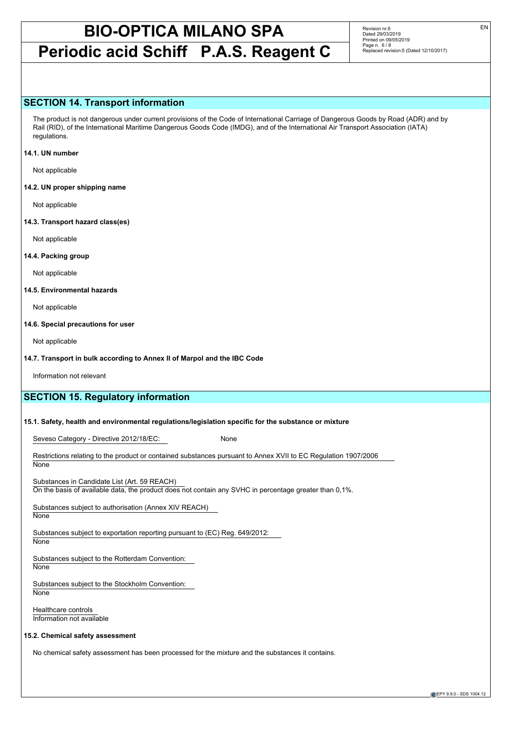## SECTION 14. Transport information

The product is not dangerous under current provisions of the Code of International Carriage of Dangerous Goods by Road (ADR) and by Rail (RID), of the International Maritime Dangerous Goods Code (IMDG), and of the International Air Transport Association (IATA) regulations.

**14.1. UN number**

Not applicable

**14.2. UN proper shipping name**

Not applicable

**14.3. Transport hazard class(es)**

Not applicable

**14.4. Packing group**

Not applicable

**14.5. Environmental hazards**

Not applicable

**14.6. Special precautions for user**

Not applicable

**14.7. Transport in bulk according to Annex II of Marpol and the IBC Code**

Information not relevant

## SECTION 15. Regulatory information

**15.1. Safety, health and environmental regulations/legislation specific for the substance or mixture**

Seveso Category - Directive 2012/18/EC: None

Restrictions relating to the product or contained substances pursuant to Annex XVII to EC Regulation 1907/2006
None

Substances in Candidate List (Art. 59 REACH)
On the basis of available data, the product does not contain any SVHC in percentage greater than 0,1%.

Substances subject to authorisation (Annex XIV REACH)
None

Substances subject to exportation reporting pursuant to (EC) Reg. 649/2012:
None

Substances subject to the Rotterdam Convention:
None

Substances subject to the Stockholm Convention:
None

Healthcare controls
Information not available

**15.2. Chemical safety assessment**

No chemical safety assessment has been processed for the mixture and the substances it contains.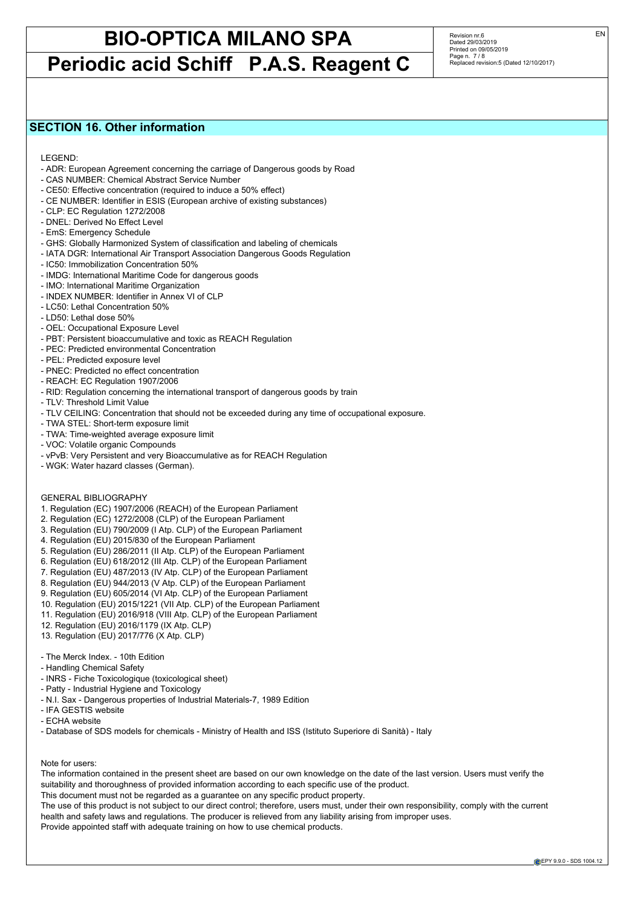## SECTION 16. Other information

LEGEND:

- ADR: European Agreement concerning the carriage of Dangerous goods by Road
- CAS NUMBER: Chemical Abstract Service Number
- CE50: Effective concentration (required to induce a 50% effect)
- CE NUMBER: Identifier in ESIS (European archive of existing substances)
- CLP: EC Regulation 1272/2008
- DNEL: Derived No Effect Level
- EmS: Emergency Schedule
- GHS: Globally Harmonized System of classification and labeling of chemicals
- IATA DGR: International Air Transport Association Dangerous Goods Regulation
- IC50: Immobilization Concentration 50%
- IMDG: International Maritime Code for dangerous goods
- IMO: International Maritime Organization
- INDEX NUMBER: Identifier in Annex VI of CLP
- LC50: Lethal Concentration 50%
- LD50: Lethal dose 50%
- OEL: Occupational Exposure Level
- PBT: Persistent bioaccumulative and toxic as REACH Regulation
- PEC: Predicted environmental Concentration
- PEL: Predicted exposure level
- PNEC: Predicted no effect concentration
- REACH: EC Regulation 1907/2006
- RID: Regulation concerning the international transport of dangerous goods by train
- TLV: Threshold Limit Value
- TLV CEILING: Concentration that should not be exceeded during any time of occupational exposure.
- TWA STEL: Short-term exposure limit
- TWA: Time-weighted average exposure limit
- VOC: Volatile organic Compounds
- vPvB: Very Persistent and very Bioaccumulative as for REACH Regulation
- WGK: Water hazard classes (German).

GENERAL BIBLIOGRAPHY

1. Regulation (EC) 1907/2006 (REACH) of the European Parliament
2. Regulation (EC) 1272/2008 (CLP) of the European Parliament
3. Regulation (EU) 790/2009 (I Atp. CLP) of the European Parliament
4. Regulation (EU) 2015/830 of the European Parliament
5. Regulation (EU) 286/2011 (II Atp. CLP) of the European Parliament
6. Regulation (EU) 618/2012 (III Atp. CLP) of the European Parliament
7. Regulation (EU) 487/2013 (IV Atp. CLP) of the European Parliament
8. Regulation (EU) 944/2013 (V Atp. CLP) of the European Parliament
9. Regulation (EU) 605/2014 (VI Atp. CLP) of the European Parliament
10. Regulation (EU) 2015/1221 (VII Atp. CLP) of the European Parliament
11. Regulation (EU) 2016/918 (VIII Atp. CLP) of the European Parliament
12. Regulation (EU) 2016/1179 (IX Atp. CLP)
13. Regulation (EU) 2017/776 (X Atp. CLP)

- The Merck Index. - 10th Edition
- Handling Chemical Safety
- INRS - Fiche Toxicologique (toxicological sheet)
- Patty - Industrial Hygiene and Toxicology
- N.I. Sax - Dangerous properties of Industrial Materials-7, 1989 Edition
- IFA GESTIS website
- ECHA website
- Database of SDS models for chemicals - Ministry of Health and ISS (Istituto Superiore di Sanità) - Italy

Note for users:

The information contained in the present sheet are based on our own knowledge on the date of the last version. Users must verify the suitability and thoroughness of provided information according to each specific use of the product.

This document must not be regarded as a guarantee on any specific product property.

The use of this product is not subject to our direct control; therefore, users must, under their own responsibility, comply with the current health and safety laws and regulations. The producer is relieved from any liability arising from improper uses.

Provide appointed staff with adequate training on how to use chemical products.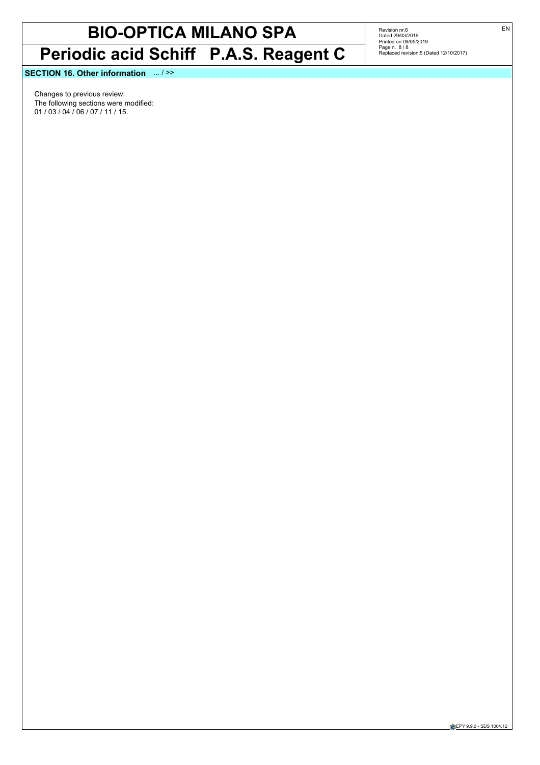**SECTION 16. Other information** ... / >>

Changes to previous review:
The following sections were modified:
01 / 03 / 04 / 06 / 07 / 11 / 15.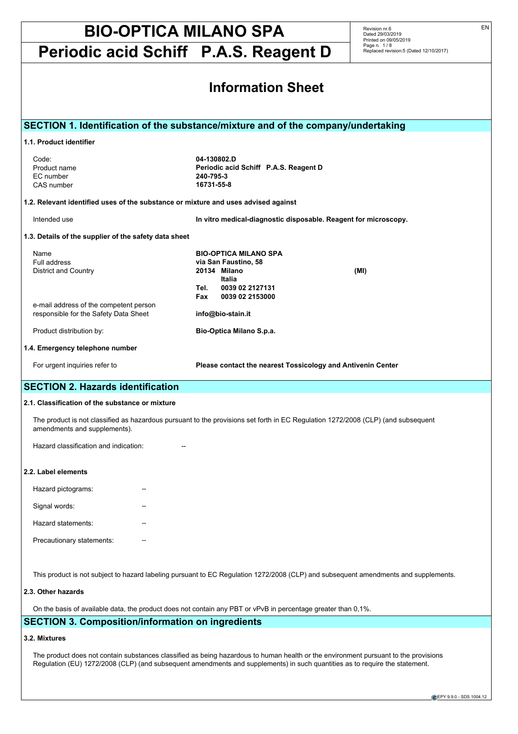# BIO-OPTICA MILANO SPA

# Periodic acid Schiff P.A.S. Reagent D

Revision nr.6
Dated 29/03/2019
Printed on 09/05/2019
Page n. 1 / 8
Replaced revision:5 (Dated 12/10/2017)

## Information Sheet

## SECTION 1. Identification of the substance/mixture and of the company/undertaking

### 1.1. Product identifier

| | |
|---|---|
| Code: | **04-130802.D** |
| Product name | **Periodic acid Schiff P.A.S. Reagent D** |
| EC number | **240-795-3** |
| CAS number | **16731-55-8** |

### 1.2. Relevant identified uses of the substance or mixture and uses advised against

| | |
|---|---|
| Intended use | **In vitro medical-diagnostic disposable. Reagent for microscopy.** |

### 1.3. Details of the supplier of the safety data sheet

| | |
|---|---|
| Name | **BIO-OPTICA MILANO SPA** |
| Full address | **via San Faustino, 58** |
| District and Country | **20134 Milano (MI)** |
| | **Italia** |
| | **Tel. 0039 02 2127131** |
| | **Fax 0039 02 2153000** |
| e-mail address of the competent person responsible for the Safety Data Sheet | **info@bio-stain.it** |
| Product distribution by: | **Bio-Optica Milano S.p.a.** |

### 1.4. Emergency telephone number

| | |
|---|---|
| For urgent inquiries refer to | **Please contact the nearest Tossicology and Antivenin Center** |

## SECTION 2. Hazards identification

### 2.1. Classification of the substance or mixture

The product is not classified as hazardous pursuant to the provisions set forth in EC Regulation 1272/2008 (CLP) (and subsequent amendments and supplements).

Hazard classification and indication: --

### 2.2. Label elements

Hazard pictograms: --

Signal words: --

Hazard statements: --

Precautionary statements: --

This product is not subject to hazard labeling pursuant to EC Regulation 1272/2008 (CLP) and subsequent amendments and supplements.

### 2.3. Other hazards

On the basis of available data, the product does not contain any PBT or vPvB in percentage greater than 0,1%.

## SECTION 3. Composition/information on ingredients

### 3.2. Mixtures

The product does not contain substances classified as being hazardous to human health or the environment pursuant to the provisions Regulation (EU) 1272/2008 (CLP) (and subsequent amendments and supplements) in such quantities as to require the statement.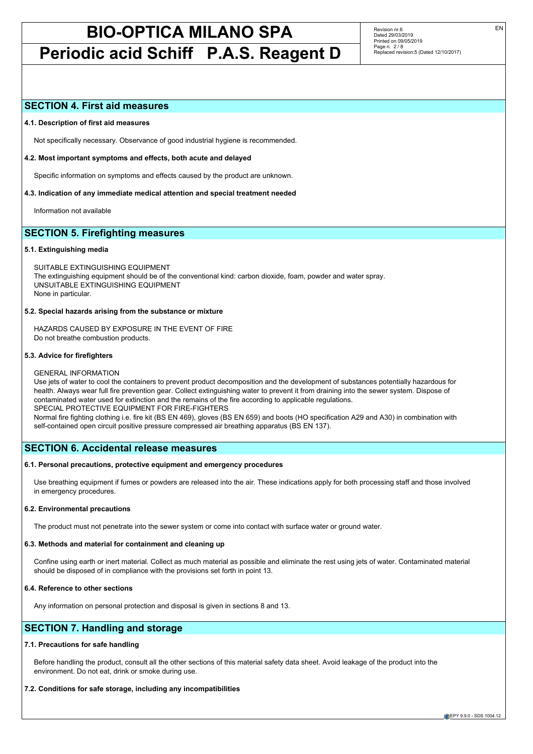## SECTION 4. First aid measures

### 4.1. Description of first aid measures

Not specifically necessary. Observance of good industrial hygiene is recommended.

### 4.2. Most important symptoms and effects, both acute and delayed

Specific information on symptoms and effects caused by the product are unknown.

### 4.3. Indication of any immediate medical attention and special treatment needed

Information not available

## SECTION 5. Firefighting measures

### 5.1. Extinguishing media

SUITABLE EXTINGUISHING EQUIPMENT
The extinguishing equipment should be of the conventional kind: carbon dioxide, foam, powder and water spray.
UNSUITABLE EXTINGUISHING EQUIPMENT
None in particular.

### 5.2. Special hazards arising from the substance or mixture

HAZARDS CAUSED BY EXPOSURE IN THE EVENT OF FIRE
Do not breathe combustion products.

### 5.3. Advice for firefighters

GENERAL INFORMATION
Use jets of water to cool the containers to prevent product decomposition and the development of substances potentially hazardous for health. Always wear full fire prevention gear. Collect extinguishing water to prevent it from draining into the sewer system. Dispose of contaminated water used for extinction and the remains of the fire according to applicable regulations.
SPECIAL PROTECTIVE EQUIPMENT FOR FIRE-FIGHTERS
Normal fire fighting clothing i.e. fire kit (BS EN 469), gloves (BS EN 659) and boots (HO specification A29 and A30) in combination with self-contained open circuit positive pressure compressed air breathing apparatus (BS EN 137).

## SECTION 6. Accidental release measures

### 6.1. Personal precautions, protective equipment and emergency procedures

Use breathing equipment if fumes or powders are released into the air. These indications apply for both processing staff and those involved in emergency procedures.

### 6.2. Environmental precautions

The product must not penetrate into the sewer system or come into contact with surface water or ground water.

### 6.3. Methods and material for containment and cleaning up

Confine using earth or inert material. Collect as much material as possible and eliminate the rest using jets of water. Contaminated material should be disposed of in compliance with the provisions set forth in point 13.

### 6.4. Reference to other sections

Any information on personal protection and disposal is given in sections 8 and 13.

## SECTION 7. Handling and storage

### 7.1. Precautions for safe handling

Before handling the product, consult all the other sections of this material safety data sheet. Avoid leakage of the product into the environment. Do not eat, drink or smoke during use.

### 7.2. Conditions for safe storage, including any incompatibilities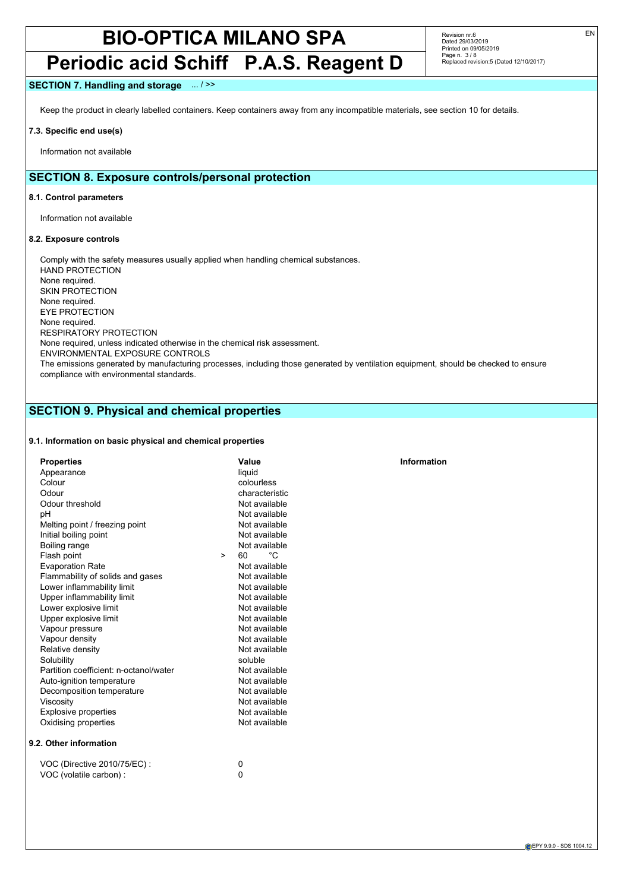## SECTION 7. Handling and storage ... / >>

Keep the product in clearly labelled containers. Keep containers away from any incompatible materials, see section 10 for details.

**7.3. Specific end use(s)**

Information not available

## SECTION 8. Exposure controls/personal protection

**8.1. Control parameters**

Information not available

**8.2. Exposure controls**

Comply with the safety measures usually applied when handling chemical substances.
HAND PROTECTION
None required.
SKIN PROTECTION
None required.
EYE PROTECTION
None required.
RESPIRATORY PROTECTION
None required, unless indicated otherwise in the chemical risk assessment.
ENVIRONMENTAL EXPOSURE CONTROLS
The emissions generated by manufacturing processes, including those generated by ventilation equipment, should be checked to ensure compliance with environmental standards.

## SECTION 9. Physical and chemical properties

**9.1. Information on basic physical and chemical properties**

| Properties | Value | Information |
|---|---|---|
| Appearance | liquid | |
| Colour | colourless | |
| Odour | characteristic | |
| Odour threshold | Not available | |
| pH | Not available | |
| Melting point / freezing point | Not available | |
| Initial boiling point | Not available | |
| Boiling range | Not available | |
| Flash point | > 60 °C | |
| Evaporation Rate | Not available | |
| Flammability of solids and gases | Not available | |
| Lower inflammability limit | Not available | |
| Upper inflammability limit | Not available | |
| Lower explosive limit | Not available | |
| Upper explosive limit | Not available | |
| Vapour pressure | Not available | |
| Vapour density | Not available | |
| Relative density | Not available | |
| Solubility | soluble | |
| Partition coefficient: n-octanol/water | Not available | |
| Auto-ignition temperature | Not available | |
| Decomposition temperature | Not available | |
| Viscosity | Not available | |
| Explosive properties | Not available | |
| Oxidising properties | Not available | |

**9.2. Other information**

| | |
|---|---|
| VOC (Directive 2010/75/EC) : | 0 |
| VOC (volatile carbon) : | 0 |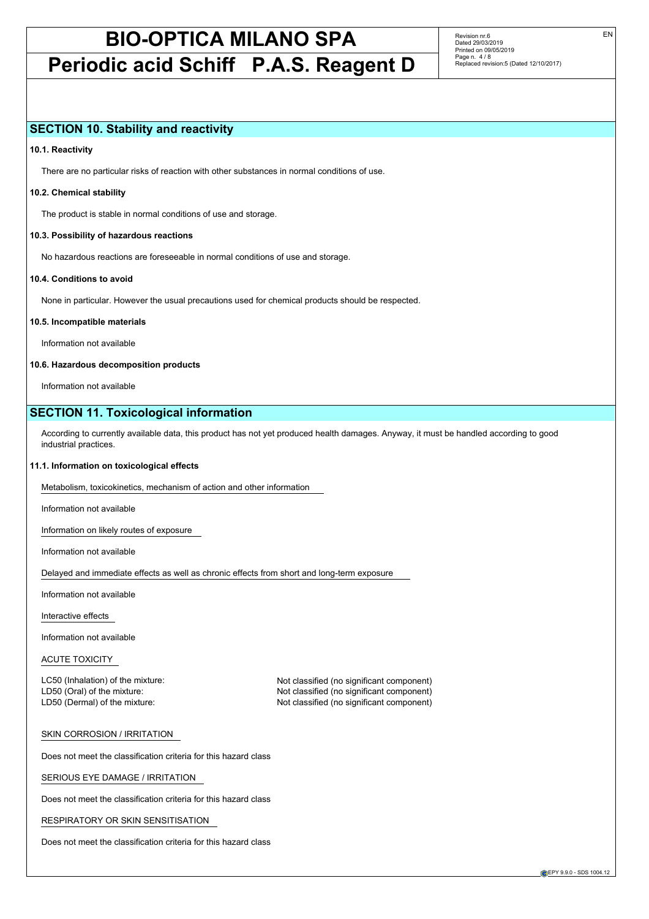## SECTION 10. Stability and reactivity

**10.1. Reactivity**

There are no particular risks of reaction with other substances in normal conditions of use.

**10.2. Chemical stability**

The product is stable in normal conditions of use and storage.

**10.3. Possibility of hazardous reactions**

No hazardous reactions are foreseeable in normal conditions of use and storage.

**10.4. Conditions to avoid**

None in particular. However the usual precautions used for chemical products should be respected.

**10.5. Incompatible materials**

Information not available

**10.6. Hazardous decomposition products**

Information not available

## SECTION 11. Toxicological information

According to currently available data, this product has not yet produced health damages. Anyway, it must be handled according to good industrial practices.

**11.1. Information on toxicological effects**

Metabolism, toxicokinetics, mechanism of action and other information

Information not available

Information on likely routes of exposure

Information not available

Delayed and immediate effects as well as chronic effects from short and long-term exposure

Information not available

Interactive effects

Information not available

ACUTE TOXICITY

LC50 (Inhalation) of the mixture: Not classified (no significant component)
LD50 (Oral) of the mixture: Not classified (no significant component)
LD50 (Dermal) of the mixture: Not classified (no significant component)

SKIN CORROSION / IRRITATION

Does not meet the classification criteria for this hazard class

SERIOUS EYE DAMAGE / IRRITATION

Does not meet the classification criteria for this hazard class

RESPIRATORY OR SKIN SENSITISATION

Does not meet the classification criteria for this hazard class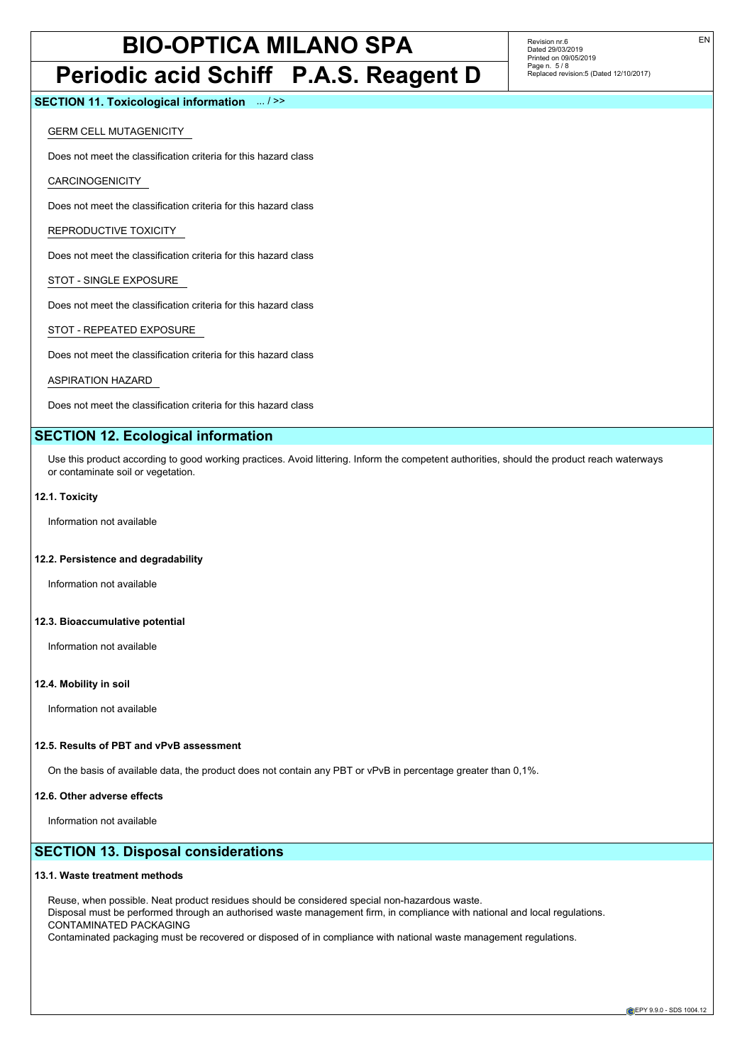**SECTION 11. Toxicological information** ... / >>

GERM CELL MUTAGENICITY

Does not meet the classification criteria for this hazard class

CARCINOGENICITY

Does not meet the classification criteria for this hazard class

REPRODUCTIVE TOXICITY

Does not meet the classification criteria for this hazard class

STOT - SINGLE EXPOSURE

Does not meet the classification criteria for this hazard class

STOT - REPEATED EXPOSURE

Does not meet the classification criteria for this hazard class

ASPIRATION HAZARD

Does not meet the classification criteria for this hazard class

## SECTION 12. Ecological information

Use this product according to good working practices. Avoid littering. Inform the competent authorities, should the product reach waterways or contaminate soil or vegetation.

**12.1. Toxicity**

Information not available

**12.2. Persistence and degradability**

Information not available

**12.3. Bioaccumulative potential**

Information not available

**12.4. Mobility in soil**

Information not available

**12.5. Results of PBT and vPvB assessment**

On the basis of available data, the product does not contain any PBT or vPvB in percentage greater than 0,1%.

**12.6. Other adverse effects**

Information not available

## SECTION 13. Disposal considerations

**13.1. Waste treatment methods**

Reuse, when possible. Neat product residues should be considered special non-hazardous waste.
Disposal must be performed through an authorised waste management firm, in compliance with national and local regulations.
CONTAMINATED PACKAGING
Contaminated packaging must be recovered or disposed of in compliance with national waste management regulations.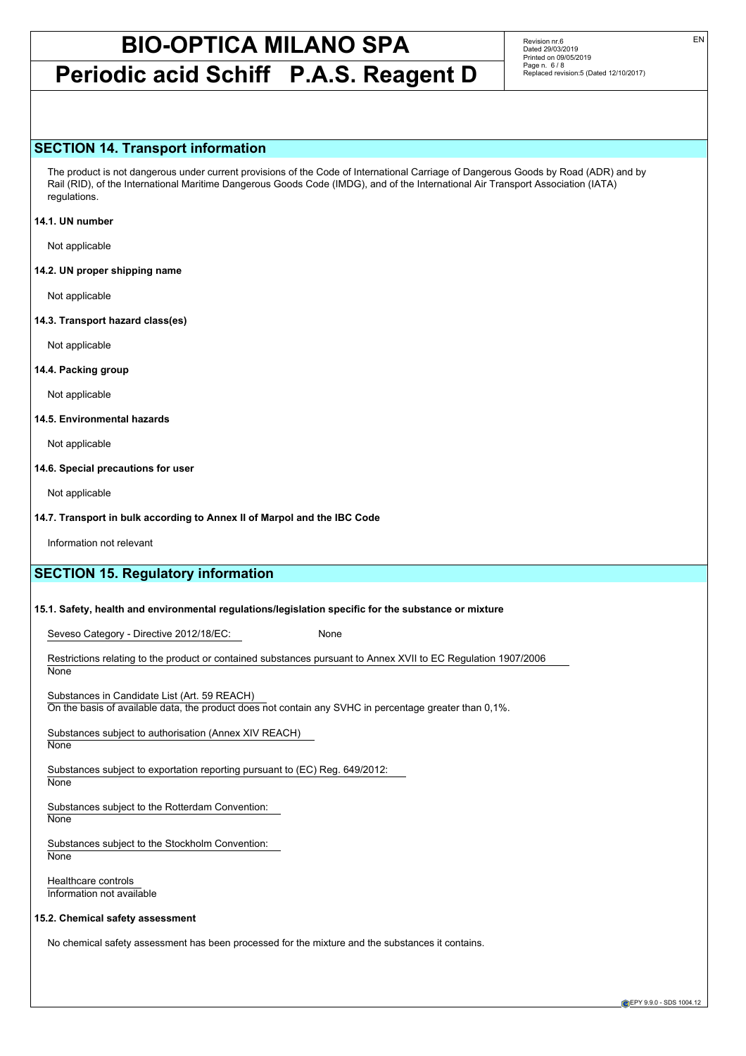## SECTION 14. Transport information

The product is not dangerous under current provisions of the Code of International Carriage of Dangerous Goods by Road (ADR) and by Rail (RID), of the International Maritime Dangerous Goods Code (IMDG), and of the International Air Transport Association (IATA) regulations.

**14.1. UN number**

Not applicable

**14.2. UN proper shipping name**

Not applicable

**14.3. Transport hazard class(es)**

Not applicable

**14.4. Packing group**

Not applicable

**14.5. Environmental hazards**

Not applicable

**14.6. Special precautions for user**

Not applicable

**14.7. Transport in bulk according to Annex II of Marpol and the IBC Code**

Information not relevant

## SECTION 15. Regulatory information

**15.1. Safety, health and environmental regulations/legislation specific for the substance or mixture**

Seveso Category - Directive 2012/18/EC: None

Restrictions relating to the product or contained substances pursuant to Annex XVII to EC Regulation 1907/2006
None

Substances in Candidate List (Art. 59 REACH)
On the basis of available data, the product does not contain any SVHC in percentage greater than 0,1%.

Substances subject to authorisation (Annex XIV REACH)
None

Substances subject to exportation reporting pursuant to (EC) Reg. 649/2012:
None

Substances subject to the Rotterdam Convention:
None

Substances subject to the Stockholm Convention:
None

Healthcare controls
Information not available

**15.2. Chemical safety assessment**

No chemical safety assessment has been processed for the mixture and the substances it contains.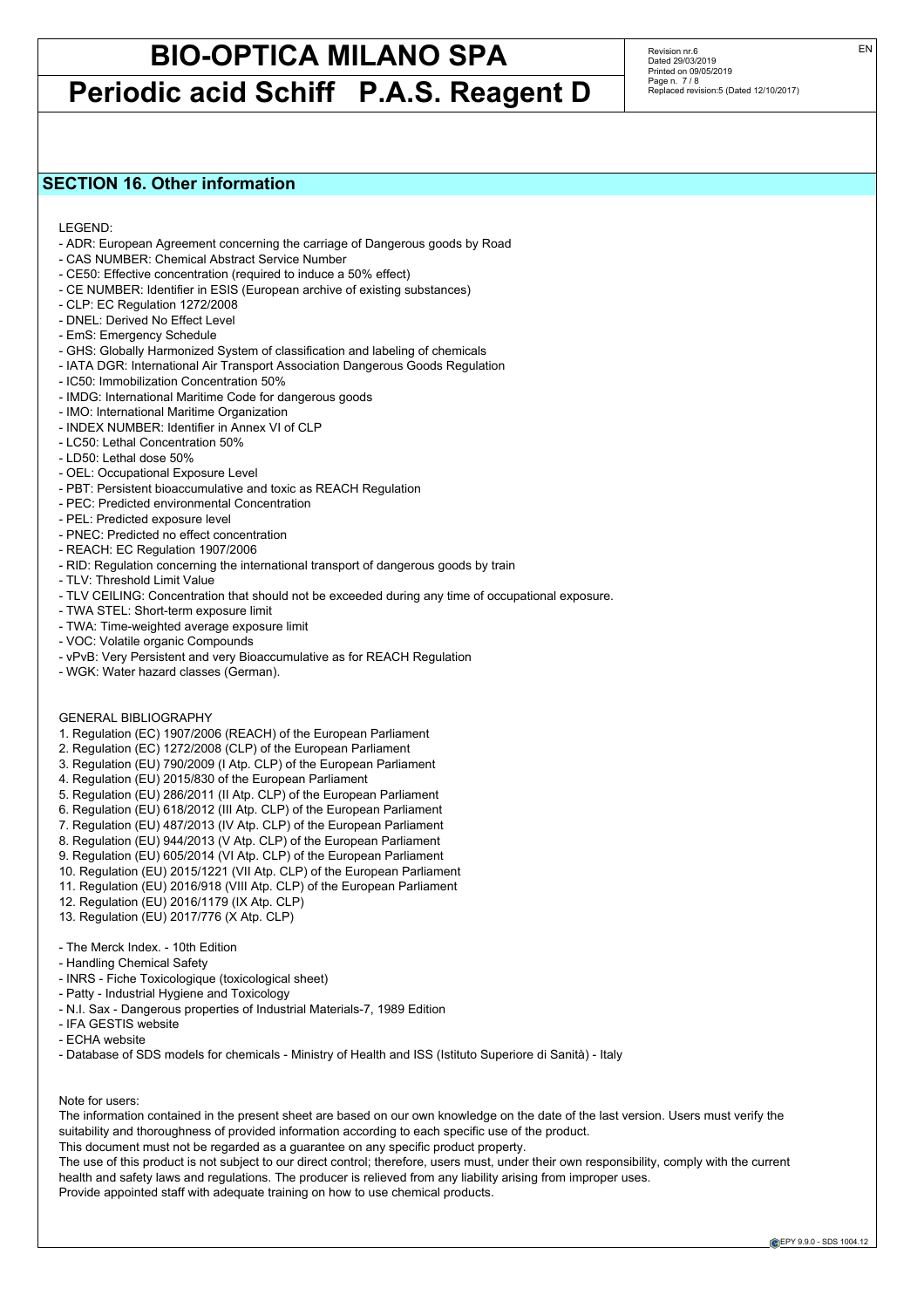## SECTION 16. Other information

LEGEND:

- ADR: European Agreement concerning the carriage of Dangerous goods by Road
- CAS NUMBER: Chemical Abstract Service Number
- CE50: Effective concentration (required to induce a 50% effect)
- CE NUMBER: Identifier in ESIS (European archive of existing substances)
- CLP: EC Regulation 1272/2008
- DNEL: Derived No Effect Level
- EmS: Emergency Schedule
- GHS: Globally Harmonized System of classification and labeling of chemicals
- IATA DGR: International Air Transport Association Dangerous Goods Regulation
- IC50: Immobilization Concentration 50%
- IMDG: International Maritime Code for dangerous goods
- IMO: International Maritime Organization
- INDEX NUMBER: Identifier in Annex VI of CLP
- LC50: Lethal Concentration 50%
- LD50: Lethal dose 50%
- OEL: Occupational Exposure Level
- PBT: Persistent bioaccumulative and toxic as REACH Regulation
- PEC: Predicted environmental Concentration
- PEL: Predicted exposure level
- PNEC: Predicted no effect concentration
- REACH: EC Regulation 1907/2006
- RID: Regulation concerning the international transport of dangerous goods by train
- TLV: Threshold Limit Value
- TLV CEILING: Concentration that should not be exceeded during any time of occupational exposure.
- TWA STEL: Short-term exposure limit
- TWA: Time-weighted average exposure limit
- VOC: Volatile organic Compounds
- vPvB: Very Persistent and very Bioaccumulative as for REACH Regulation
- WGK: Water hazard classes (German).

GENERAL BIBLIOGRAPHY

1. Regulation (EC) 1907/2006 (REACH) of the European Parliament
2. Regulation (EC) 1272/2008 (CLP) of the European Parliament
3. Regulation (EU) 790/2009 (I Atp. CLP) of the European Parliament
4. Regulation (EU) 2015/830 of the European Parliament
5. Regulation (EU) 286/2011 (II Atp. CLP) of the European Parliament
6. Regulation (EU) 618/2012 (III Atp. CLP) of the European Parliament
7. Regulation (EU) 487/2013 (IV Atp. CLP) of the European Parliament
8. Regulation (EU) 944/2013 (V Atp. CLP) of the European Parliament
9. Regulation (EU) 605/2014 (VI Atp. CLP) of the European Parliament
10. Regulation (EU) 2015/1221 (VII Atp. CLP) of the European Parliament
11. Regulation (EU) 2016/918 (VIII Atp. CLP) of the European Parliament
12. Regulation (EU) 2016/1179 (IX Atp. CLP)
13. Regulation (EU) 2017/776 (X Atp. CLP)

- The Merck Index. - 10th Edition
- Handling Chemical Safety
- INRS - Fiche Toxicologique (toxicological sheet)
- Patty - Industrial Hygiene and Toxicology
- N.I. Sax - Dangerous properties of Industrial Materials-7, 1989 Edition
- IFA GESTIS website
- ECHA website
- Database of SDS models for chemicals - Ministry of Health and ISS (Istituto Superiore di Sanità) - Italy

Note for users:

The information contained in the present sheet are based on our own knowledge on the date of the last version. Users must verify the suitability and thoroughness of provided information according to each specific use of the product.

This document must not be regarded as a guarantee on any specific product property.

The use of this product is not subject to our direct control; therefore, users must, under their own responsibility, comply with the current health and safety laws and regulations. The producer is relieved from any liability arising from improper uses.

Provide appointed staff with adequate training on how to use chemical products.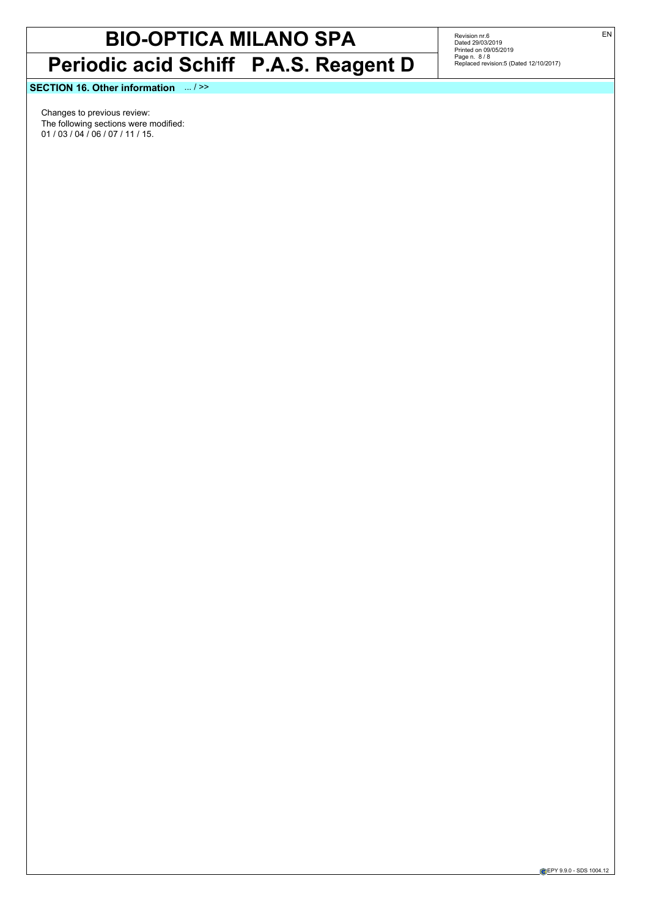**SECTION 16. Other information** ... / >>

Changes to previous review:
The following sections were modified:
01 / 03 / 04 / 06 / 07 / 11 / 15.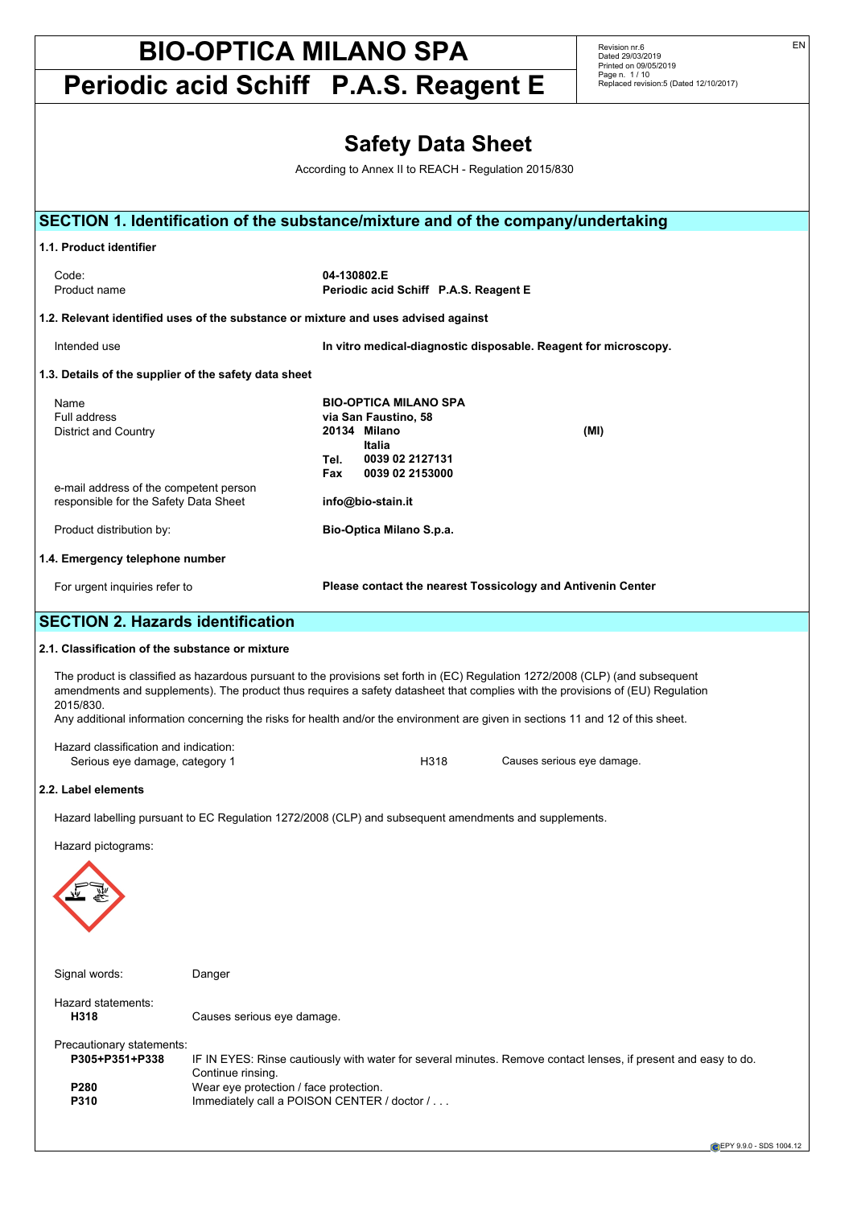# BIO-OPTICA MILANO SPA

# Periodic acid Schiff P.A.S. Reagent E

Revision nr.6
Dated 29/03/2019
Printed on 09/05/2019
Page n. 1 / 10
Replaced revision:5 (Dated 12/10/2017)

## Safety Data Sheet

According to Annex II to REACH - Regulation 2015/830

## SECTION 1. Identification of the substance/mixture and of the company/undertaking

### 1.1. Product identifier

| | |
|---|---|
| Code: | **04-130802.E** |
| Product name | **Periodic acid Schiff P.A.S. Reagent E** |

### 1.2. Relevant identified uses of the substance or mixture and uses advised against

| | |
|---|---|
| Intended use | **In vitro medical-diagnostic disposable. Reagent for microscopy.** |

### 1.3. Details of the supplier of the safety data sheet

| | |
|---|---|
| Name | **BIO-OPTICA MILANO SPA** |
| Full address | **via San Faustino, 58** |
| District and Country | **20134 Milano (MI)** |
| | **Italia** |
| | **Tel. 0039 02 2127131** |
| | **Fax 0039 02 2153000** |
| e-mail address of the competent person responsible for the Safety Data Sheet | **info@bio-stain.it** |
| Product distribution by: | **Bio-Optica Milano S.p.a.** |

### 1.4. Emergency telephone number

| | |
|---|---|
| For urgent inquiries refer to | **Please contact the nearest Tossicology and Antivenin Center** |

## SECTION 2. Hazards identification

### 2.1. Classification of the substance or mixture

The product is classified as hazardous pursuant to the provisions set forth in (EC) Regulation 1272/2008 (CLP) (and subsequent amendments and supplements). The product thus requires a safety datasheet that complies with the provisions of (EU) Regulation 2015/830.
Any additional information concerning the risks for health and/or the environment are given in sections 11 and 12 of this sheet.

Hazard classification and indication:

| | | |
|---|---|---|
| Serious eye damage, category 1 | H318 | Causes serious eye damage. |

### 2.2. Label elements

Hazard labelling pursuant to EC Regulation 1272/2008 (CLP) and subsequent amendments and supplements.

Hazard pictograms:

Signal words: Danger

Hazard statements:

| | |
|---|---|
| **H318** | Causes serious eye damage. |

Precautionary statements:

| | |
|---|---|
| **P305+P351+P338** | IF IN EYES: Rinse cautiously with water for several minutes. Remove contact lenses, if present and easy to do. Continue rinsing. |
| **P280** | Wear eye protection / face protection. |
| **P310** | Immediately call a POISON CENTER / doctor / . . . |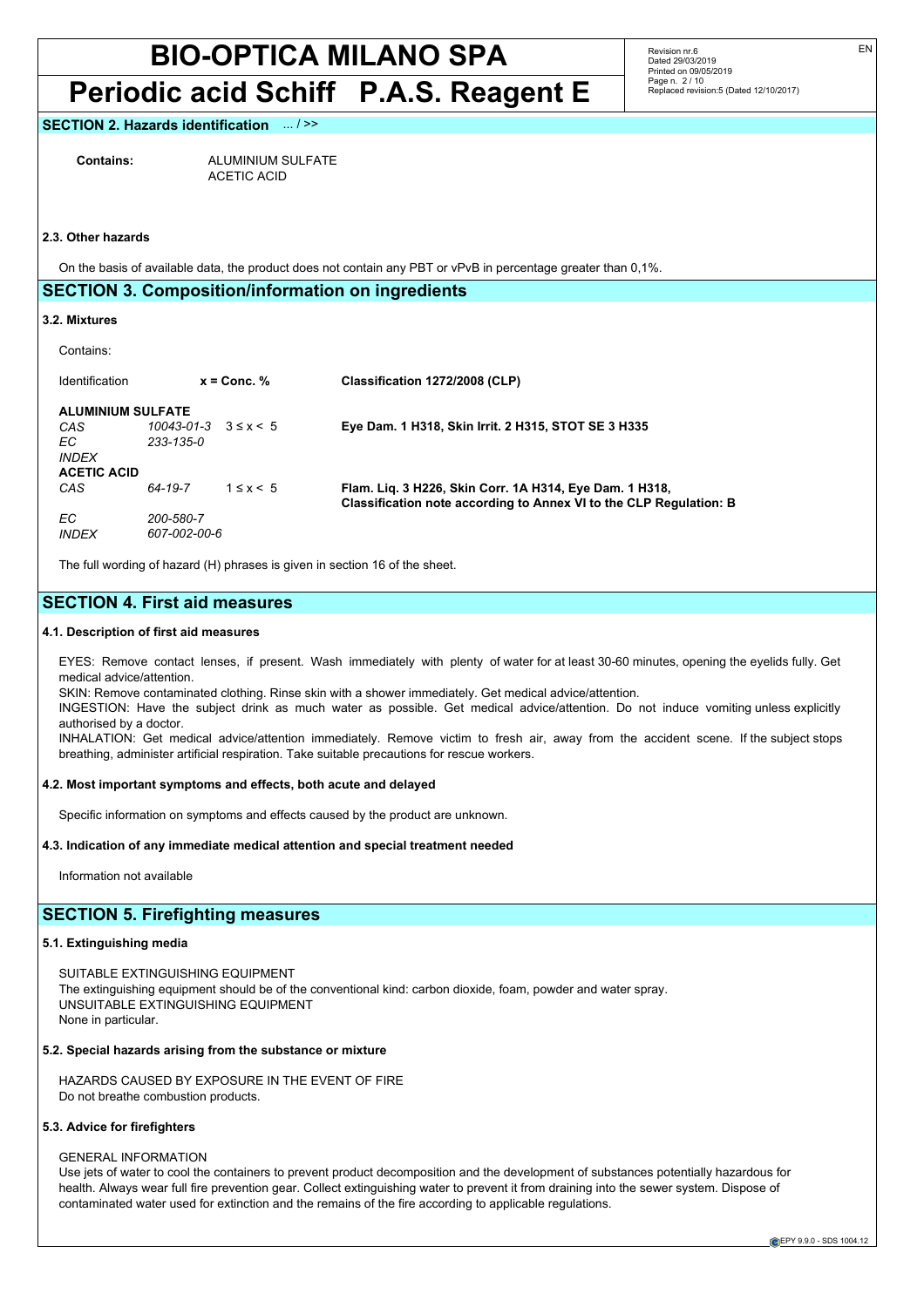## SECTION 2. Hazards identification ... / >>

**Contains:** ALUMINIUM SULFATE
ACETIC ACID

### 2.3. Other hazards

On the basis of available data, the product does not contain any PBT or vPvB in percentage greater than 0,1%.

## SECTION 3. Composition/information on ingredients

### 3.2. Mixtures

Contains:

| Identification | | x = Conc. % | Classification 1272/2008 (CLP) |
|---|---|---|---|
| **ALUMINIUM SULFATE** | | | |
| *CAS* | *10043-01-3* | 3 ≤ x < 5 | **Eye Dam. 1 H318, Skin Irrit. 2 H315, STOT SE 3 H335** |
| *EC* | *233-135-0* | | |
| *INDEX* | | | |
| **ACETIC ACID** | | | |
| *CAS* | *64-19-7* | 1 ≤ x < 5 | **Flam. Liq. 3 H226, Skin Corr. 1A H314, Eye Dam. 1 H318, Classification note according to Annex VI to the CLP Regulation: B** |
| *EC* | *200-580-7* | | |
| *INDEX* | *607-002-00-6* | | |

The full wording of hazard (H) phrases is given in section 16 of the sheet.

## SECTION 4. First aid measures

### 4.1. Description of first aid measures

EYES: Remove contact lenses, if present. Wash immediately with plenty of water for at least 30-60 minutes, opening the eyelids fully. Get medical advice/attention.
SKIN: Remove contaminated clothing. Rinse skin with a shower immediately. Get medical advice/attention.
INGESTION: Have the subject drink as much water as possible. Get medical advice/attention. Do not induce vomiting unless explicitly authorised by a doctor.
INHALATION: Get medical advice/attention immediately. Remove victim to fresh air, away from the accident scene. If the subject stops breathing, administer artificial respiration. Take suitable precautions for rescue workers.

### 4.2. Most important symptoms and effects, both acute and delayed

Specific information on symptoms and effects caused by the product are unknown.

### 4.3. Indication of any immediate medical attention and special treatment needed

Information not available

## SECTION 5. Firefighting measures

### 5.1. Extinguishing media

SUITABLE EXTINGUISHING EQUIPMENT
The extinguishing equipment should be of the conventional kind: carbon dioxide, foam, powder and water spray.
UNSUITABLE EXTINGUISHING EQUIPMENT
None in particular.

### 5.2. Special hazards arising from the substance or mixture

HAZARDS CAUSED BY EXPOSURE IN THE EVENT OF FIRE
Do not breathe combustion products.

### 5.3. Advice for firefighters

GENERAL INFORMATION
Use jets of water to cool the containers to prevent product decomposition and the development of substances potentially hazardous for health. Always wear full fire prevention gear. Collect extinguishing water to prevent it from draining into the sewer system. Dispose of contaminated water used for extinction and the remains of the fire according to applicable regulations.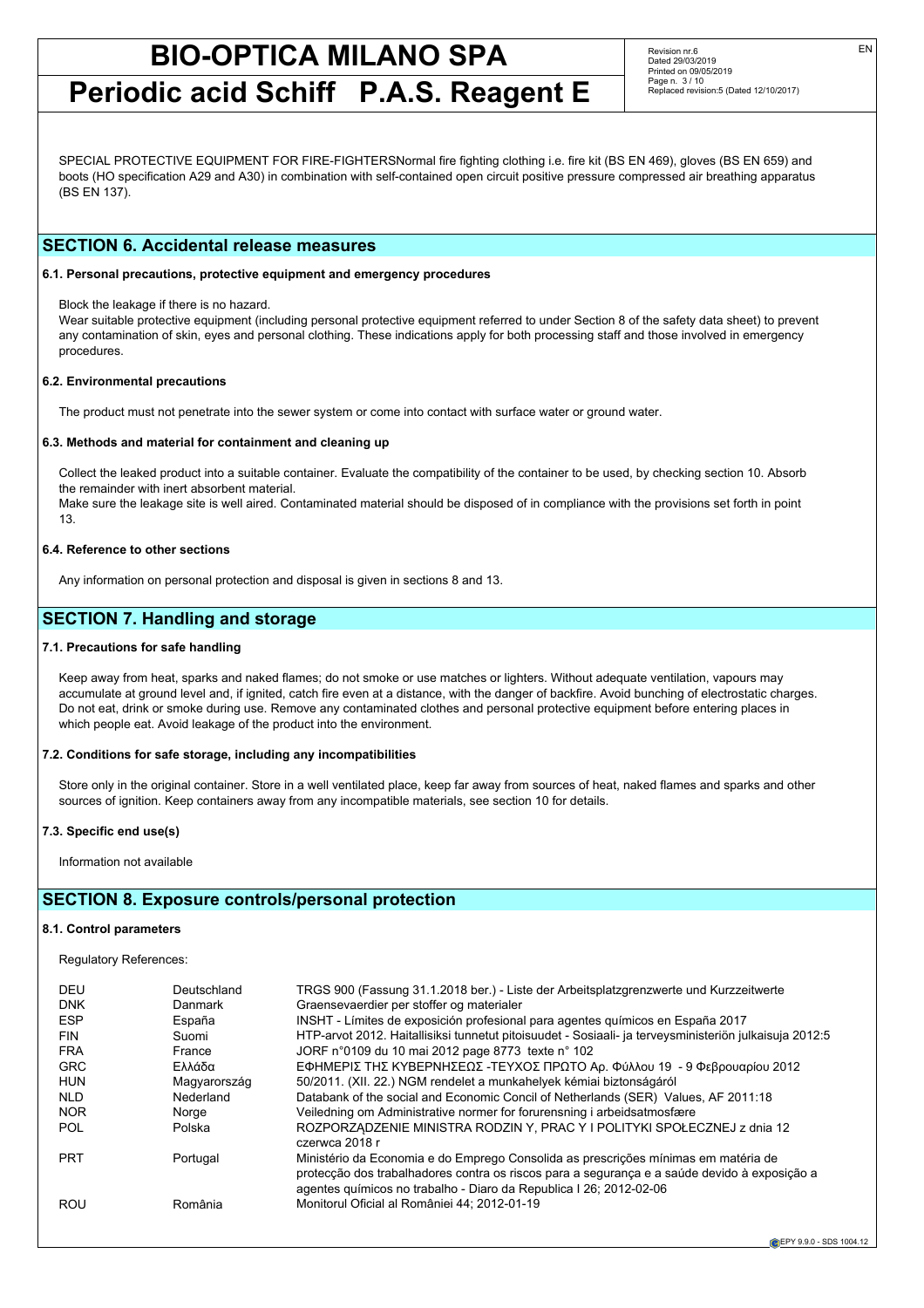SPECIAL PROTECTIVE EQUIPMENT FOR FIRE-FIGHTERSNormal fire fighting clothing i.e. fire kit (BS EN 469), gloves (BS EN 659) and boots (HO specification A29 and A30) in combination with self-contained open circuit positive pressure compressed air breathing apparatus (BS EN 137).

## SECTION 6. Accidental release measures

### 6.1. Personal precautions, protective equipment and emergency procedures

Block the leakage if there is no hazard.
Wear suitable protective equipment (including personal protective equipment referred to under Section 8 of the safety data sheet) to prevent any contamination of skin, eyes and personal clothing. These indications apply for both processing staff and those involved in emergency procedures.

### 6.2. Environmental precautions

The product must not penetrate into the sewer system or come into contact with surface water or ground water.

### 6.3. Methods and material for containment and cleaning up

Collect the leaked product into a suitable container. Evaluate the compatibility of the container to be used, by checking section 10. Absorb the remainder with inert absorbent material.
Make sure the leakage site is well aired. Contaminated material should be disposed of in compliance with the provisions set forth in point 13.

### 6.4. Reference to other sections

Any information on personal protection and disposal is given in sections 8 and 13.

## SECTION 7. Handling and storage

### 7.1. Precautions for safe handling

Keep away from heat, sparks and naked flames; do not smoke or use matches or lighters. Without adequate ventilation, vapours may accumulate at ground level and, if ignited, catch fire even at a distance, with the danger of backfire. Avoid bunching of electrostatic charges. Do not eat, drink or smoke during use. Remove any contaminated clothes and personal protective equipment before entering places in which people eat. Avoid leakage of the product into the environment.

### 7.2. Conditions for safe storage, including any incompatibilities

Store only in the original container. Store in a well ventilated place, keep far away from sources of heat, naked flames and sparks and other sources of ignition. Keep containers away from any incompatible materials, see section 10 for details.

### 7.3. Specific end use(s)

Information not available

## SECTION 8. Exposure controls/personal protection

### 8.1. Control parameters

Regulatory References:

| | | |
|---|---|---|
| DEU | Deutschland | TRGS 900 (Fassung 31.1.2018 ber.) - Liste der Arbeitsplatzgrenzwerte und Kurzzeitwerte |
| DNK | Danmark | Graensevaerdier per stoffer og materialer |
| ESP | España | INSHT - Límites de exposición profesional para agentes químicos en España 2017 |
| FIN | Suomi | HTP-arvot 2012. Haitallisiksi tunnetut pitoisuudet - Sosiaali- ja terveysministeriön julkaisuja 2012:5 |
| FRA | France | JORF n°0109 du 10 mai 2012 page 8773 texte n° 102 |
| GRC | Ελλάδα | ΕΦΗΜΕΡΙΣ ΤΗΣ ΚΥΒΕΡΝΗΣΕΩΣ -ΤΕΥΧΟΣ ΠΡΩΤΟ Αρ. Φύλλου 19 - 9 Φεβρουαρίου 2012 |
| HUN | Magyarország | 50/2011. (XII. 22.) NGM rendelet a munkahelyek kémiai biztonságáról |
| NLD | Nederland | Databank of the social and Economic Concil of Netherlands (SER) Values, AF 2011:18 |
| NOR | Norge | Veiledning om Administrative normer for forurensning i arbeidsatmosfære |
| POL | Polska | ROZPORZĄDZENIE MINISTRA RODZIN Y, PRAC Y I POLITYKI SPOŁECZNEJ z dnia 12 czerwca 2018 r |
| PRT | Portugal | Ministério da Economia e do Emprego Consolida as prescrições mínimas em matéria de protecção dos trabalhadores contra os riscos para a segurança e a saúde devido à exposição a agentes químicos no trabalho - Diaro da Republica I 26; 2012-02-06 |
| ROU | România | Monitorul Oficial al României 44; 2012-01-19 |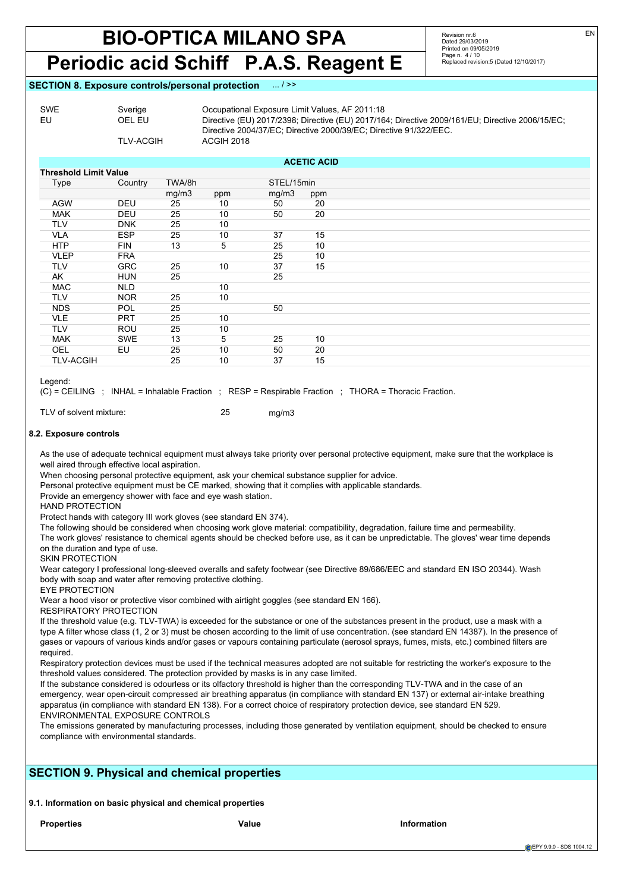## SECTION 8. Exposure controls/personal protection ... / >>

| | | |
|---|---|---|
| SWE | Sverige | Occupational Exposure Limit Values, AF 2011:18 |
| EU | OEL EU | Directive (EU) 2017/2398; Directive (EU) 2017/164; Directive 2009/161/EU; Directive 2006/15/EC; Directive 2004/37/EC; Directive 2000/39/EC; Directive 91/322/EEC. |
| | TLV-ACGIH | ACGIH 2018 |

**ACETIC ACID**

**Threshold Limit Value**

| Type | Country | TWA/8h | | STEL/15min | |
|---|---|---|---|---|---|
| | | mg/m3 | ppm | mg/m3 | ppm |
| AGW | DEU | 25 | 10 | 50 | 20 |
| MAK | DEU | 25 | 10 | 50 | 20 |
| TLV | DNK | 25 | 10 | | |
| VLA | ESP | 25 | 10 | 37 | 15 |
| HTP | FIN | 13 | 5 | 25 | 10 |
| VLEP | FRA | | | 25 | 10 |
| TLV | GRC | 25 | 10 | 37 | 15 |
| AK | HUN | 25 | | 25 | |
| MAC | NLD | | 10 | | |
| TLV | NOR | 25 | 10 | | |
| NDS | POL | 25 | | 50 | |
| VLE | PRT | 25 | 10 | | |
| TLV | ROU | 25 | 10 | | |
| MAK | SWE | 13 | 5 | 25 | 10 |
| OEL | EU | 25 | 10 | 50 | 20 |
| TLV-ACGIH | | 25 | 10 | 37 | 15 |

Legend:
(C) = CEILING ; INHAL = Inhalable Fraction ; RESP = Respirable Fraction ; THORA = Thoracic Fraction.

TLV of solvent mixture: 25 mg/m3

#### 8.2. Exposure controls

As the use of adequate technical equipment must always take priority over personal protective equipment, make sure that the workplace is well aired through effective local aspiration.
When choosing personal protective equipment, ask your chemical substance supplier for advice.
Personal protective equipment must be CE marked, showing that it complies with applicable standards.
Provide an emergency shower with face and eye wash station.
HAND PROTECTION
Protect hands with category III work gloves (see standard EN 374).
The following should be considered when choosing work glove material: compatibility, degradation, failure time and permeability.
The work gloves' resistance to chemical agents should be checked before use, as it can be unpredictable. The gloves' wear time depends on the duration and type of use.
SKIN PROTECTION
Wear category I professional long-sleeved overalls and safety footwear (see Directive 89/686/EEC and standard EN ISO 20344). Wash body with soap and water after removing protective clothing.
EYE PROTECTION
Wear a hood visor or protective visor combined with airtight goggles (see standard EN 166).
RESPIRATORY PROTECTION
If the threshold value (e.g. TLV-TWA) is exceeded for the substance or one of the substances present in the product, use a mask with a type A filter whose class (1, 2 or 3) must be chosen according to the limit of use concentration. (see standard EN 14387). In the presence of gases or vapours of various kinds and/or gases or vapours containing particulate (aerosol sprays, fumes, mists, etc.) combined filters are required.
Respiratory protection devices must be used if the technical measures adopted are not suitable for restricting the worker's exposure to the threshold values considered. The protection provided by masks is in any case limited.
If the substance considered is odourless or its olfactory threshold is higher than the corresponding TLV-TWA and in the case of an emergency, wear open-circuit compressed air breathing apparatus (in compliance with standard EN 137) or external air-intake breathing apparatus (in compliance with standard EN 138). For a correct choice of respiratory protection device, see standard EN 529.
ENVIRONMENTAL EXPOSURE CONTROLS
The emissions generated by manufacturing processes, including those generated by ventilation equipment, should be checked to ensure compliance with environmental standards.

## SECTION 9. Physical and chemical properties

#### 9.1. Information on basic physical and chemical properties

| **Properties** | **Value** | **Information** |
|---|---|---|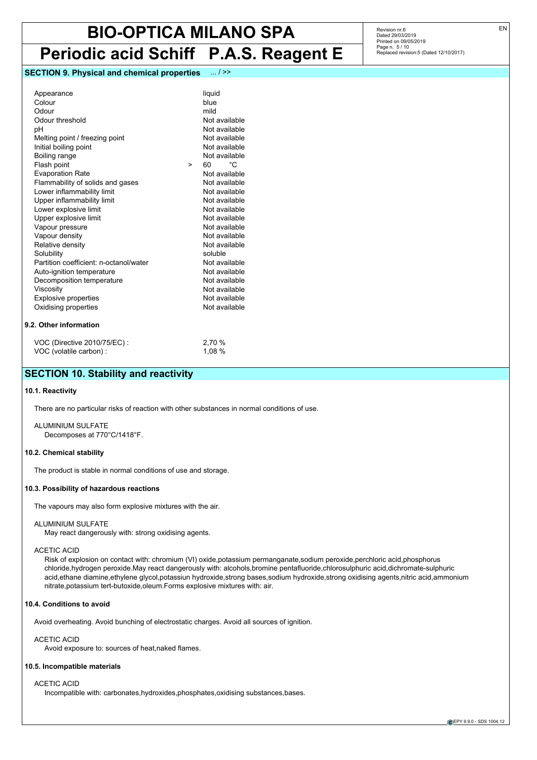## SECTION 9. Physical and chemical properties ... / >>

| | |
|---|---|
| Appearance | liquid |
| Colour | blue |
| Odour | mild |
| Odour threshold | Not available |
| pH | Not available |
| Melting point / freezing point | Not available |
| Initial boiling point | Not available |
| Boiling range | Not available |
| Flash point | > 60 °C |
| Evaporation Rate | Not available |
| Flammability of solids and gases | Not available |
| Lower inflammability limit | Not available |
| Upper inflammability limit | Not available |
| Lower explosive limit | Not available |
| Upper explosive limit | Not available |
| Vapour pressure | Not available |
| Vapour density | Not available |
| Relative density | Not available |
| Solubility | soluble |
| Partition coefficient: n-octanol/water | Not available |
| Auto-ignition temperature | Not available |
| Decomposition temperature | Not available |
| Viscosity | Not available |
| Explosive properties | Not available |
| Oxidising properties | Not available |

### 9.2. Other information

| | |
|---|---|
| VOC (Directive 2010/75/EC) : | 2,70 % |
| VOC (volatile carbon) : | 1,08 % |

## SECTION 10. Stability and reactivity

### 10.1. Reactivity

There are no particular risks of reaction with other substances in normal conditions of use.

ALUMINIUM SULFATE
Decomposes at 770°C/1418°F.

### 10.2. Chemical stability

The product is stable in normal conditions of use and storage.

### 10.3. Possibility of hazardous reactions

The vapours may also form explosive mixtures with the air.

ALUMINIUM SULFATE
May react dangerously with: strong oxidising agents.

ACETIC ACID
Risk of explosion on contact with: chromium (VI) oxide,potassium permanganate,sodium peroxide,perchloric acid,phosphorus chloride,hydrogen peroxide.May react dangerously with: alcohols,bromine pentafluoride,chlorosulphuric acid,dichromate-sulphuric acid,ethane diamine,ethylene glycol,potassiun hydroxide,strong bases,sodium hydroxide,strong oxidising agents,nitric acid,ammonium nitrate,potassium tert-butoxide,oleum.Forms explosive mixtures with: air.

### 10.4. Conditions to avoid

Avoid overheating. Avoid bunching of electrostatic charges. Avoid all sources of ignition.

ACETIC ACID
Avoid exposure to: sources of heat,naked flames.

### 10.5. Incompatible materials

ACETIC ACID
Incompatible with: carbonates,hydroxides,phosphates,oxidising substances,bases.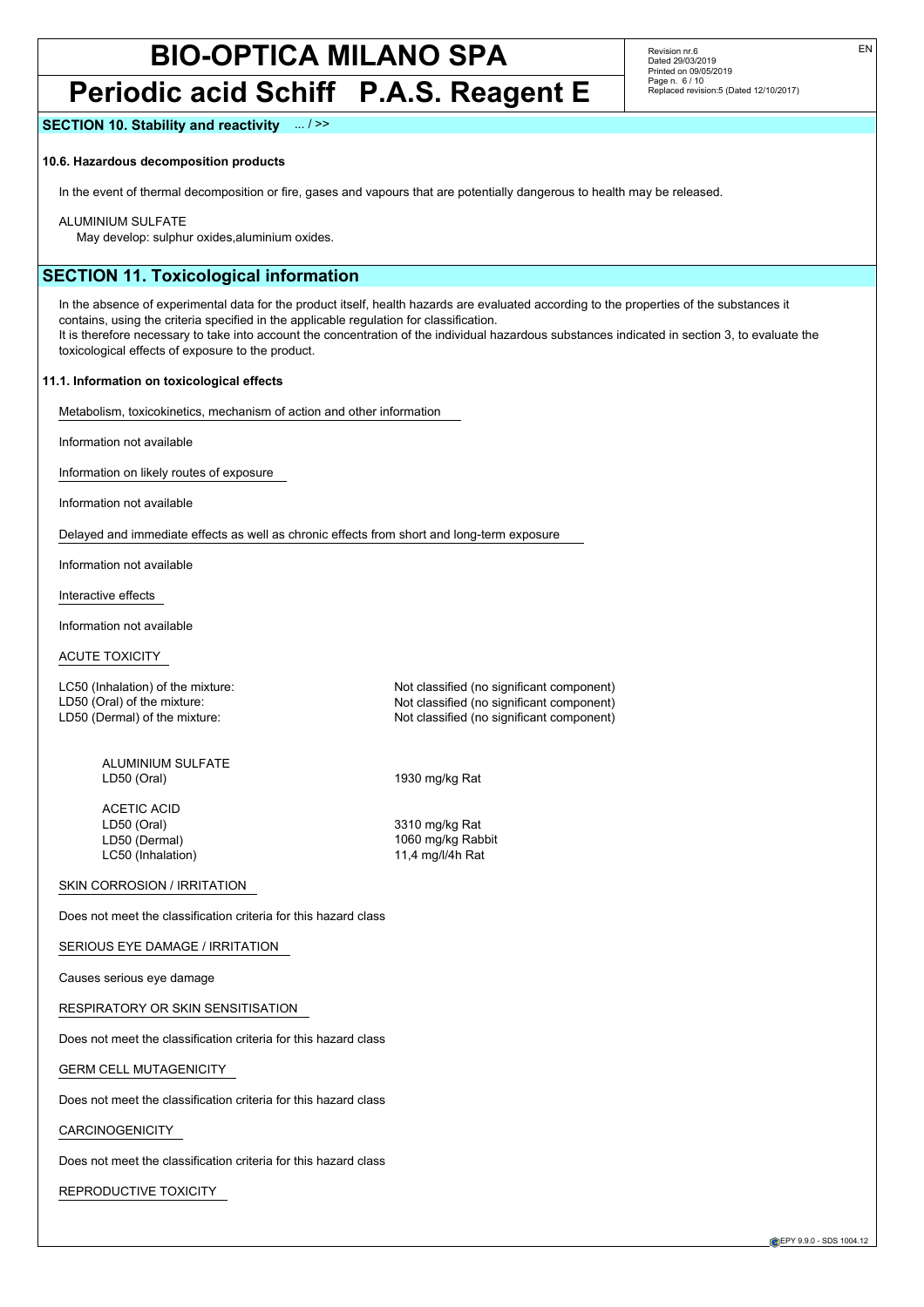## SECTION 10. Stability and reactivity ... / >>

**10.6. Hazardous decomposition products**

In the event of thermal decomposition or fire, gases and vapours that are potentially dangerous to health may be released.

ALUMINIUM SULFATE
May develop: sulphur oxides,aluminium oxides.

## SECTION 11. Toxicological information

In the absence of experimental data for the product itself, health hazards are evaluated according to the properties of the substances it contains, using the criteria specified in the applicable regulation for classification.
It is therefore necessary to take into account the concentration of the individual hazardous substances indicated in section 3, to evaluate the toxicological effects of exposure to the product.

**11.1. Information on toxicological effects**

Metabolism, toxicokinetics, mechanism of action and other information

Information not available

Information on likely routes of exposure

Information not available

Delayed and immediate effects as well as chronic effects from short and long-term exposure

Information not available

Interactive effects

Information not available

ACUTE TOXICITY

| | |
|---|---|
| LC50 (Inhalation) of the mixture: | Not classified (no significant component) |
| LD50 (Oral) of the mixture: | Not classified (no significant component) |
| LD50 (Dermal) of the mixture: | Not classified (no significant component) |

ALUMINIUM SULFATE

| | |
|---|---|
| LD50 (Oral) | 1930 mg/kg Rat |

ACETIC ACID

| | |
|---|---|
| LD50 (Oral) | 3310 mg/kg Rat |
| LD50 (Dermal) | 1060 mg/kg Rabbit |
| LC50 (Inhalation) | 11,4 mg/l/4h Rat |

SKIN CORROSION / IRRITATION

Does not meet the classification criteria for this hazard class

SERIOUS EYE DAMAGE / IRRITATION

Causes serious eye damage

RESPIRATORY OR SKIN SENSITISATION

Does not meet the classification criteria for this hazard class

GERM CELL MUTAGENICITY

Does not meet the classification criteria for this hazard class

CARCINOGENICITY

Does not meet the classification criteria for this hazard class

REPRODUCTIVE TOXICITY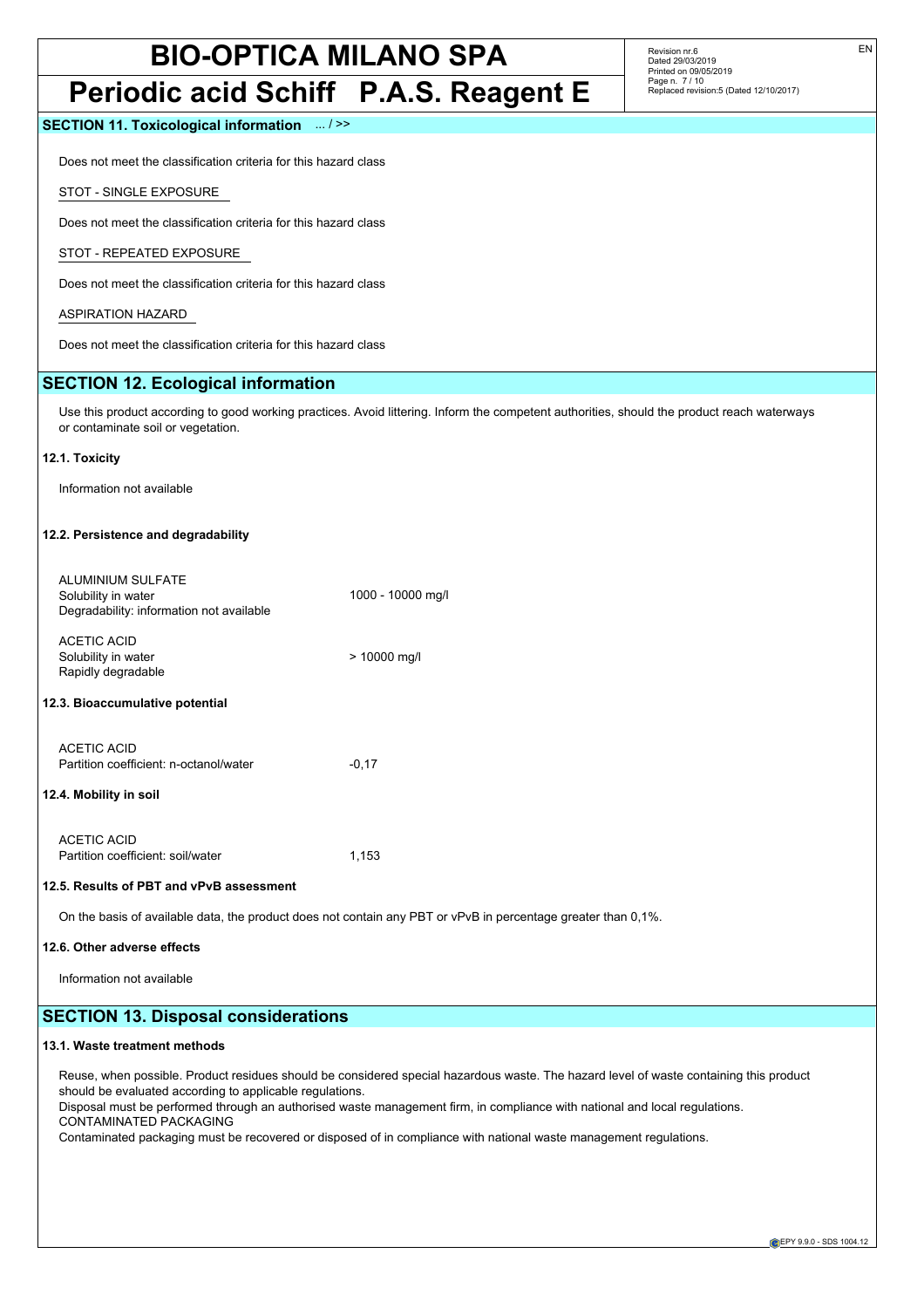## SECTION 11. Toxicological information ... / >>

Does not meet the classification criteria for this hazard class

STOT - SINGLE EXPOSURE

Does not meet the classification criteria for this hazard class

STOT - REPEATED EXPOSURE

Does not meet the classification criteria for this hazard class

ASPIRATION HAZARD

Does not meet the classification criteria for this hazard class

## SECTION 12. Ecological information

Use this product according to good working practices. Avoid littering. Inform the competent authorities, should the product reach waterways or contaminate soil or vegetation.

### 12.1. Toxicity

Information not available

### 12.2. Persistence and degradability

ALUMINIUM SULFATE
Solubility in water 1000 - 10000 mg/l
Degradability: information not available

ACETIC ACID
Solubility in water > 10000 mg/l
Rapidly degradable

### 12.3. Bioaccumulative potential

ACETIC ACID
Partition coefficient: n-octanol/water -0,17

### 12.4. Mobility in soil

ACETIC ACID
Partition coefficient: soil/water 1,153

### 12.5. Results of PBT and vPvB assessment

On the basis of available data, the product does not contain any PBT or vPvB in percentage greater than 0,1%.

### 12.6. Other adverse effects

Information not available

## SECTION 13. Disposal considerations

### 13.1. Waste treatment methods

Reuse, when possible. Product residues should be considered special hazardous waste. The hazard level of waste containing this product should be evaluated according to applicable regulations.
Disposal must be performed through an authorised waste management firm, in compliance with national and local regulations.
CONTAMINATED PACKAGING
Contaminated packaging must be recovered or disposed of in compliance with national waste management regulations.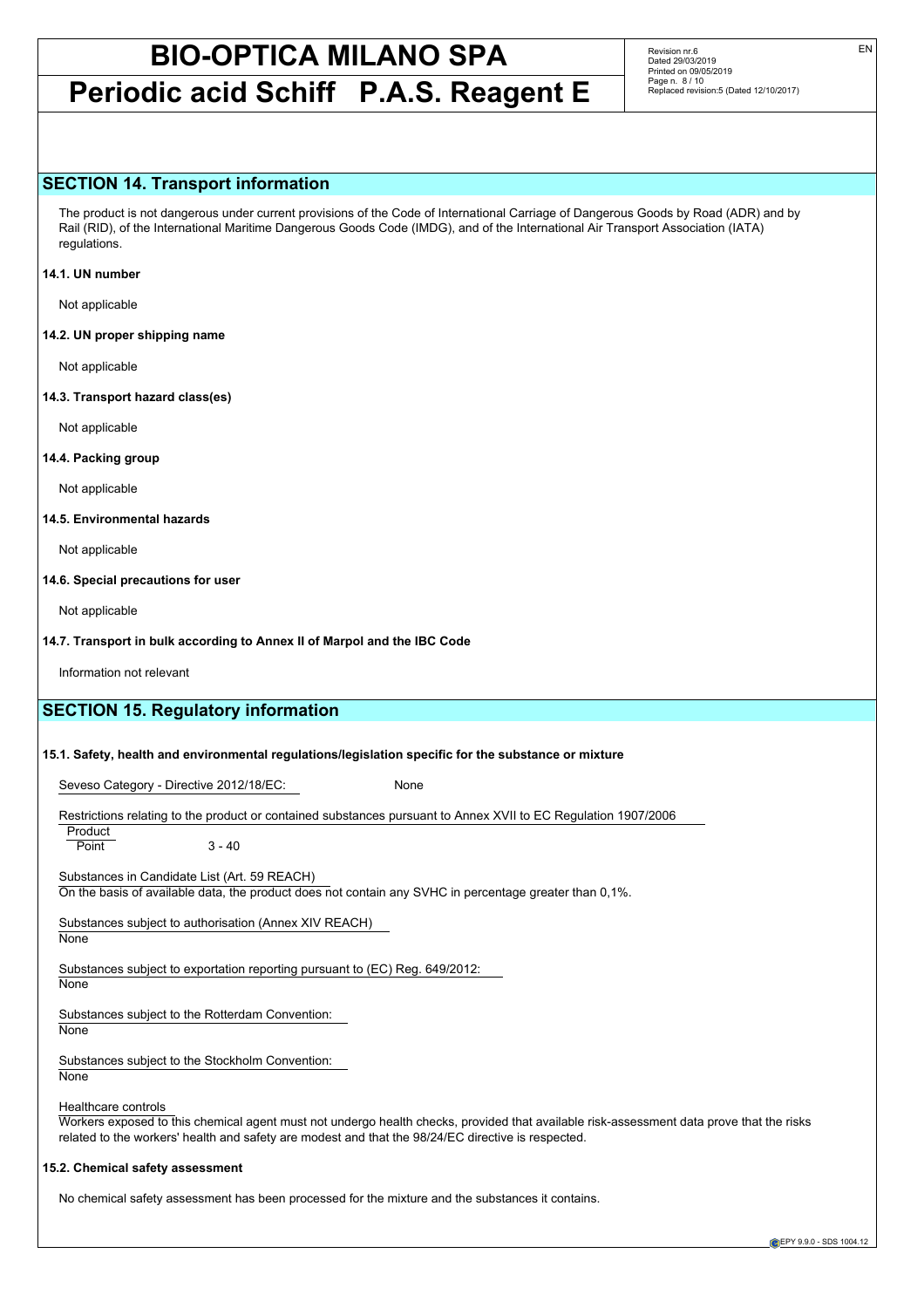## SECTION 14. Transport information

The product is not dangerous under current provisions of the Code of International Carriage of Dangerous Goods by Road (ADR) and by Rail (RID), of the International Maritime Dangerous Goods Code (IMDG), and of the International Air Transport Association (IATA) regulations.

**14.1. UN number**

Not applicable

**14.2. UN proper shipping name**

Not applicable

**14.3. Transport hazard class(es)**

Not applicable

**14.4. Packing group**

Not applicable

**14.5. Environmental hazards**

Not applicable

**14.6. Special precautions for user**

Not applicable

**14.7. Transport in bulk according to Annex II of Marpol and the IBC Code**

Information not relevant

## SECTION 15. Regulatory information

**15.1. Safety, health and environmental regulations/legislation specific for the substance or mixture**

Seveso Category - Directive 2012/18/EC: None

Restrictions relating to the product or contained substances pursuant to Annex XVII to EC Regulation 1907/2006

Product
Point 3 - 40

Substances in Candidate List (Art. 59 REACH)
On the basis of available data, the product does not contain any SVHC in percentage greater than 0,1%.

Substances subject to authorisation (Annex XIV REACH)
None

Substances subject to exportation reporting pursuant to (EC) Reg. 649/2012:
None

Substances subject to the Rotterdam Convention:
None

Substances subject to the Stockholm Convention:
None

Healthcare controls
Workers exposed to this chemical agent must not undergo health checks, provided that available risk-assessment data prove that the risks related to the workers' health and safety are modest and that the 98/24/EC directive is respected.

**15.2. Chemical safety assessment**

No chemical safety assessment has been processed for the mixture and the substances it contains.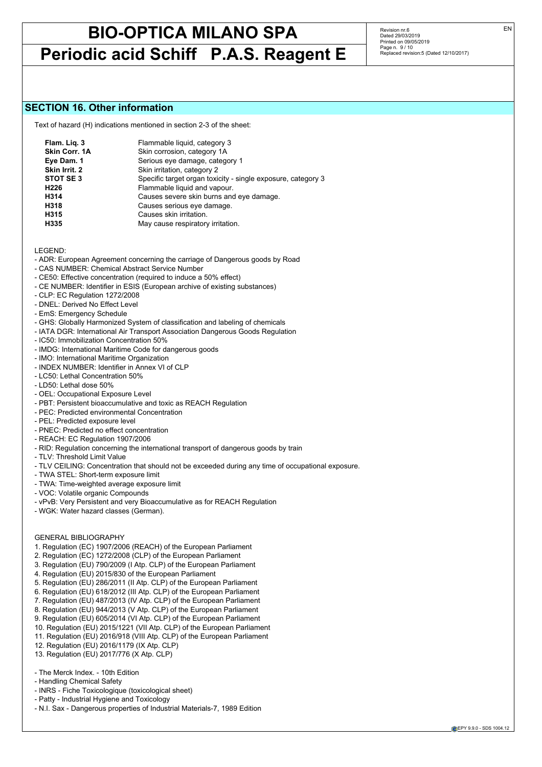## SECTION 16. Other information

Text of hazard (H) indications mentioned in section 2-3 of the sheet:

| | |
|---|---|
| **Flam. Liq. 3** | Flammable liquid, category 3 |
| **Skin Corr. 1A** | Skin corrosion, category 1A |
| **Eye Dam. 1** | Serious eye damage, category 1 |
| **Skin Irrit. 2** | Skin irritation, category 2 |
| **STOT SE 3** | Specific target organ toxicity - single exposure, category 3 |
| **H226** | Flammable liquid and vapour. |
| **H314** | Causes severe skin burns and eye damage. |
| **H318** | Causes serious eye damage. |
| **H315** | Causes skin irritation. |
| **H335** | May cause respiratory irritation. |

LEGEND:

- ADR: European Agreement concerning the carriage of Dangerous goods by Road
- CAS NUMBER: Chemical Abstract Service Number
- CE50: Effective concentration (required to induce a 50% effect)
- CE NUMBER: Identifier in ESIS (European archive of existing substances)
- CLP: EC Regulation 1272/2008
- DNEL: Derived No Effect Level
- EmS: Emergency Schedule
- GHS: Globally Harmonized System of classification and labeling of chemicals
- IATA DGR: International Air Transport Association Dangerous Goods Regulation
- IC50: Immobilization Concentration 50%
- IMDG: International Maritime Code for dangerous goods
- IMO: International Maritime Organization
- INDEX NUMBER: Identifier in Annex VI of CLP
- LC50: Lethal Concentration 50%
- LD50: Lethal dose 50%
- OEL: Occupational Exposure Level
- PBT: Persistent bioaccumulative and toxic as REACH Regulation
- PEC: Predicted environmental Concentration
- PEL: Predicted exposure level
- PNEC: Predicted no effect concentration
- REACH: EC Regulation 1907/2006
- RID: Regulation concerning the international transport of dangerous goods by train
- TLV: Threshold Limit Value
- TLV CEILING: Concentration that should not be exceeded during any time of occupational exposure.
- TWA STEL: Short-term exposure limit
- TWA: Time-weighted average exposure limit
- VOC: Volatile organic Compounds
- vPvB: Very Persistent and very Bioaccumulative as for REACH Regulation
- WGK: Water hazard classes (German).

GENERAL BIBLIOGRAPHY

1. Regulation (EC) 1907/2006 (REACH) of the European Parliament
2. Regulation (EC) 1272/2008 (CLP) of the European Parliament
3. Regulation (EU) 790/2009 (I Atp. CLP) of the European Parliament
4. Regulation (EU) 2015/830 of the European Parliament
5. Regulation (EU) 286/2011 (II Atp. CLP) of the European Parliament
6. Regulation (EU) 618/2012 (III Atp. CLP) of the European Parliament
7. Regulation (EU) 487/2013 (IV Atp. CLP) of the European Parliament
8. Regulation (EU) 944/2013 (V Atp. CLP) of the European Parliament
9. Regulation (EU) 605/2014 (VI Atp. CLP) of the European Parliament
10. Regulation (EU) 2015/1221 (VII Atp. CLP) of the European Parliament
11. Regulation (EU) 2016/918 (VIII Atp. CLP) of the European Parliament
12. Regulation (EU) 2016/1179 (IX Atp. CLP)
13. Regulation (EU) 2017/776 (X Atp. CLP)

- The Merck Index. - 10th Edition
- Handling Chemical Safety
- INRS - Fiche Toxicologique (toxicological sheet)
- Patty - Industrial Hygiene and Toxicology
- N.I. Sax - Dangerous properties of Industrial Materials-7, 1989 Edition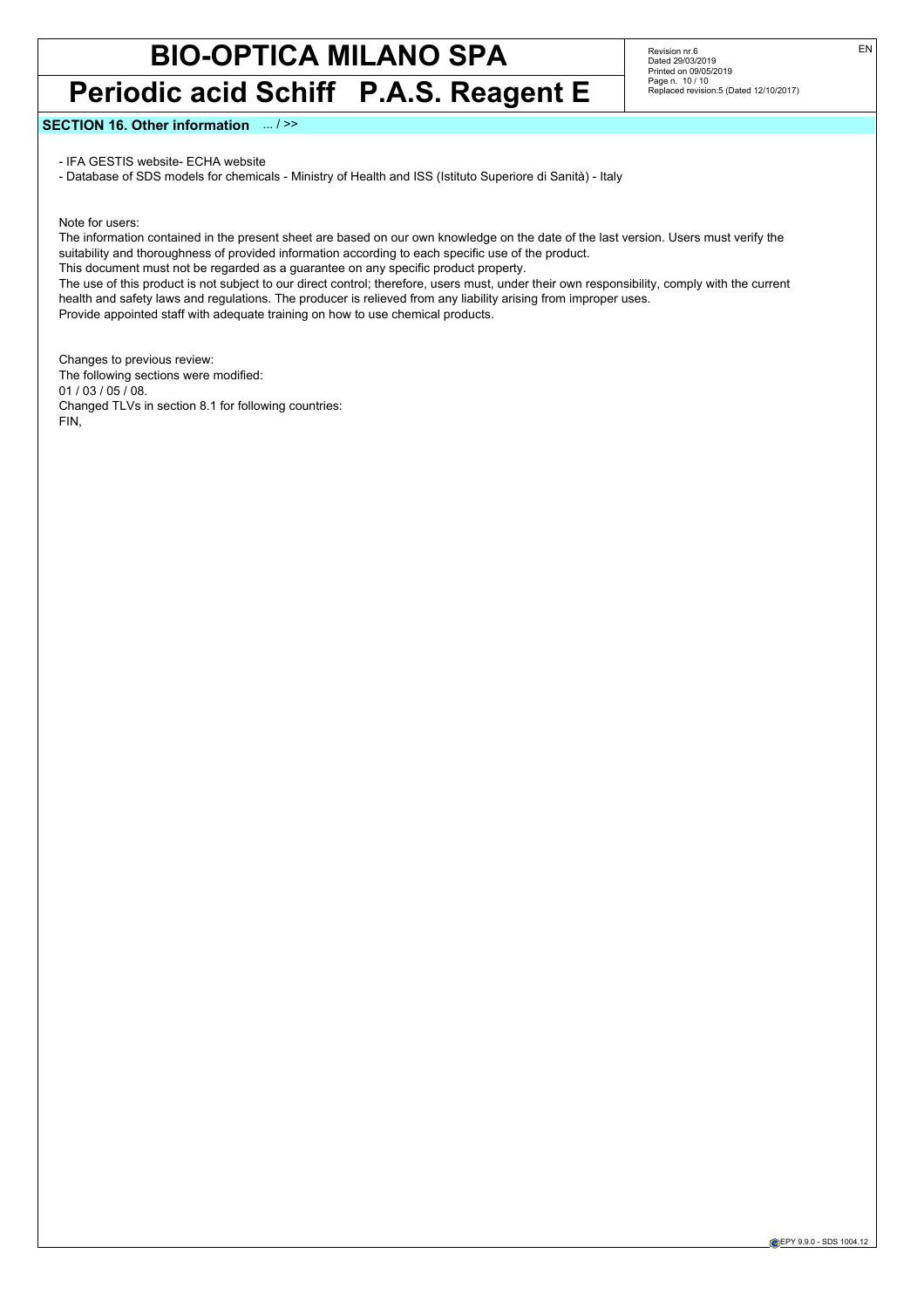## SECTION 16. Other information ... / >>

- IFA GESTIS website- ECHA website
- Database of SDS models for chemicals - Ministry of Health and ISS (Istituto Superiore di Sanità) - Italy

Note for users:
The information contained in the present sheet are based on our own knowledge on the date of the last version. Users must verify the suitability and thoroughness of provided information according to each specific use of the product.
This document must not be regarded as a guarantee on any specific product property.
The use of this product is not subject to our direct control; therefore, users must, under their own responsibility, comply with the current health and safety laws and regulations. The producer is relieved from any liability arising from improper uses.
Provide appointed staff with adequate training on how to use chemical products.

Changes to previous review:
The following sections were modified:
01 / 03 / 05 / 08.
Changed TLVs in section 8.1 for following countries:
FIN,